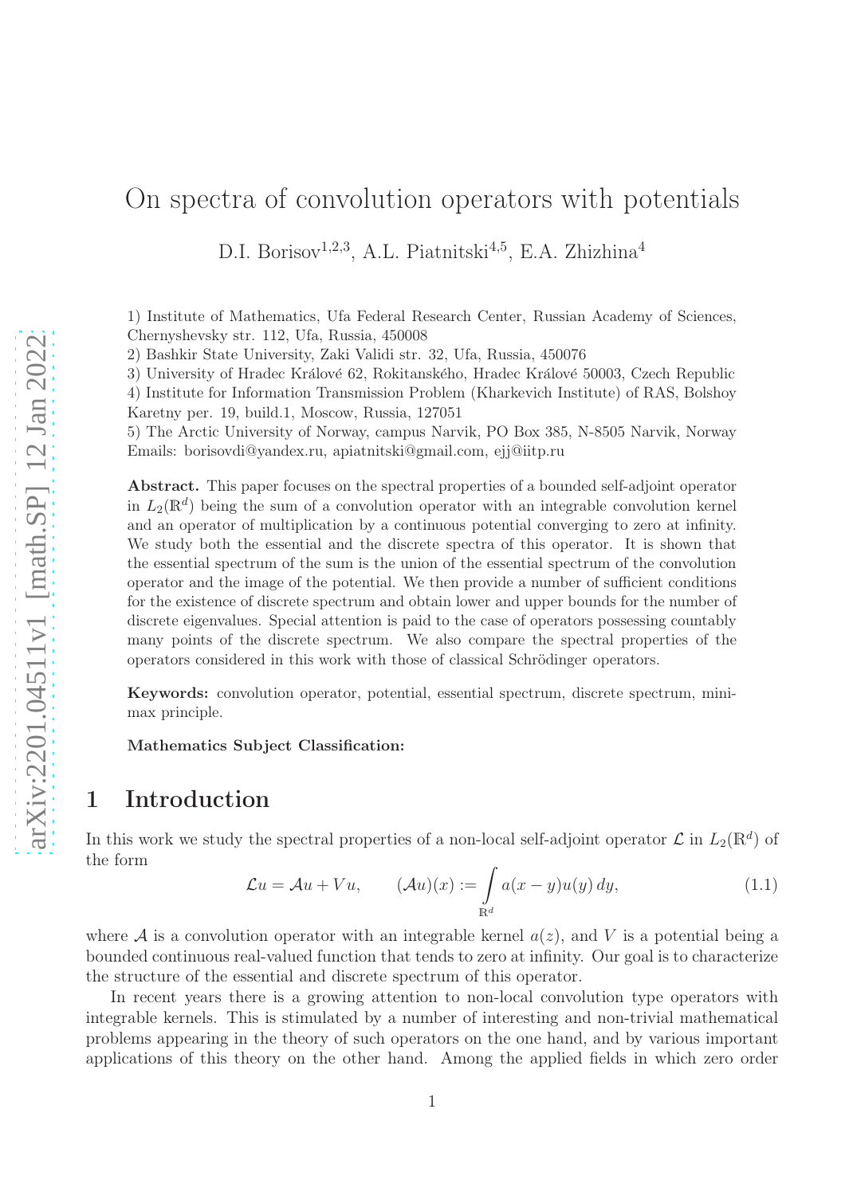# On spectra of convolution operators with potentials

D.I. Borisov[1,2,3], A.L. Piatnitski[4,5], E.A. Zhizhina[4]

1) Institute of Mathematics, Ufa Federal Research Center, Russian Academy of Sciences, Chernyshevsky str. 112, Ufa, Russia, 450008

2) Bashkir State University, Zaki Validi str. 32, Ufa, Russia, 450076

3) University of Hradec Králové 62, Rokitanského, Hradec Králové 50003, Czech Republic

4) Institute for Information Transmission Problem (Kharkevich Institute) of RAS, Bolshoy Karetny per. 19, build.1, Moscow, Russia, 127051

5) The Arctic University of Norway, campus Narvik, PO Box 385, N-8505 Narvik, Norway

Emails: borisovdi@yandex.ru, apiatnitski@gmail.com, ejj@iitp.ru

**Abstract.** This paper focuses on the spectral properties of a bounded self-adjoint operator in $L_2(\mathbb{R}^d)$ being the sum of a convolution operator with an integrable convolution kernel and an operator of multiplication by a continuous potential converging to zero at infinity. We study both the essential and the discrete spectra of this operator. It is shown that the essential spectrum of the sum is the union of the essential spectrum of the convolution operator and the image of the potential. We then provide a number of sufficient conditions for the existence of discrete spectrum and obtain lower and upper bounds for the number of discrete eigenvalues. Special attention is paid to the case of operators possessing countably many points of the discrete spectrum. We also compare the spectral properties of the operators considered in this work with those of classical Schrödinger operators.

**Keywords:** convolution operator, potential, essential spectrum, discrete spectrum, minimax principle.

**Mathematics Subject Classification:**

## 1 Introduction

In this work we study the spectral properties of a non-local self-adjoint operator $\mathcal{L}$ in $L_2(\mathbb{R}^d)$ of the form

$$\mathcal{L}u = \mathcal{A}u + Vu, \qquad (\mathcal{A}u)(x) := \int\limits_{\mathbb{R}^d} a(x-y)u(y)\,dy, \tag{1.1}$$

where $\mathcal{A}$ is a convolution operator with an integrable kernel $a(z)$, and $V$ is a potential being a bounded continuous real-valued function that tends to zero at infinity. Our goal is to characterize the structure of the essential and discrete spectrum of this operator.

In recent years there is a growing attention to non-local convolution type operators with integrable kernels. This is stimulated by a number of interesting and non-trivial mathematical problems appearing in the theory of such operators on the one hand, and by various important applications of this theory on the other hand. Among the applied fields in which zero order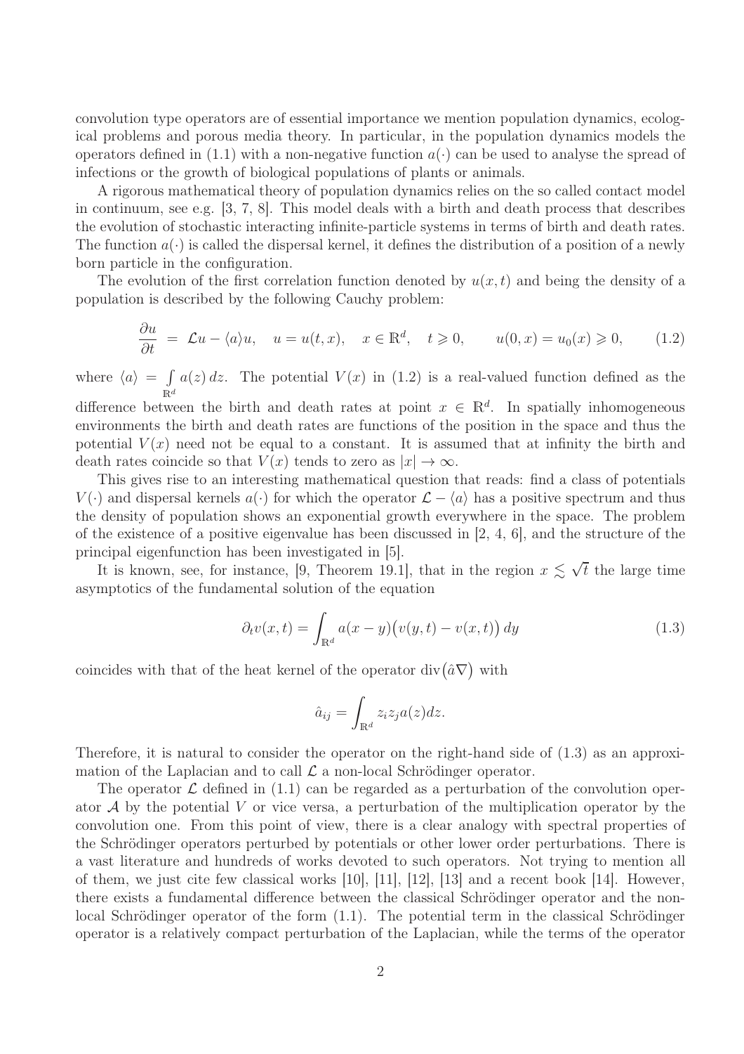convolution type operators are of essential importance we mention population dynamics, ecological problems and porous media theory. In particular, in the population dynamics models the operators defined in (1.1) with a non-negative function $a(\cdot)$ can be used to analyse the spread of infections or the growth of biological populations of plants or animals.

A rigorous mathematical theory of population dynamics relies on the so called contact model in continuum, see e.g. [3, 7, 8]. This model deals with a birth and death process that describes the evolution of stochastic interacting infinite-particle systems in terms of birth and death rates. The function $a(\cdot)$ is called the dispersal kernel, it defines the distribution of a position of a newly born particle in the configuration.

The evolution of the first correlation function denoted by $u(x,t)$ and being the density of a population is described by the following Cauchy problem:

$$
\frac{\partial u}{\partial t} \;=\; \mathcal{L}u - \langle a \rangle u, \quad u = u(t,x), \quad x \in \mathbb{R}^d, \quad t \geqslant 0, \qquad u(0,x) = u_0(x) \geqslant 0, \tag{1.2}
$$

where $\langle a \rangle = \int\limits_{\mathbb{R}^d} a(z)\,dz$. The potential $V(x)$ in (1.2) is a real-valued function defined as the difference between the birth and death rates at point $x \in \mathbb{R}^d$. In spatially inhomogeneous environments the birth and death rates are functions of the position in the space and thus the potential $V(x)$ need not be equal to a constant. It is assumed that at infinity the birth and death rates coincide so that $V(x)$ tends to zero as $|x| \to \infty$.

This gives rise to an interesting mathematical question that reads: find a class of potentials $V(\cdot)$ and dispersal kernels $a(\cdot)$ for which the operator $\mathcal{L} - \langle a \rangle$ has a positive spectrum and thus the density of population shows an exponential growth everywhere in the space. The problem of the existence of a positive eigenvalue has been discussed in [2, 4, 6], and the structure of the principal eigenfunction has been investigated in [5].

It is known, see, for instance, [9, Theorem 19.1], that in the region $x \lesssim \sqrt{t}$ the large time asymptotics of the fundamental solution of the equation

$$
\partial_t v(x,t) = \int_{\mathbb{R}^d} a(x-y)\big(v(y,t) - v(x,t)\big)\,dy \tag{1.3}
$$

coincides with that of the heat kernel of the operator $\operatorname{div}\big(\hat{a}\nabla\big)$ with

$$
\hat{a}_{ij} = \int_{\mathbb{R}^d} z_i z_j a(z) dz.
$$

Therefore, it is natural to consider the operator on the right-hand side of (1.3) as an approximation of the Laplacian and to call $\mathcal{L}$ a non-local Schrödinger operator.

The operator $\mathcal{L}$ defined in (1.1) can be regarded as a perturbation of the convolution operator $\mathcal{A}$ by the potential $V$ or vice versa, a perturbation of the multiplication operator by the convolution one. From this point of view, there is a clear analogy with spectral properties of the Schrödinger operators perturbed by potentials or other lower order perturbations. There is a vast literature and hundreds of works devoted to such operators. Not trying to mention all of them, we just cite few classical works [10], [11], [12], [13] and a recent book [14]. However, there exists a fundamental difference between the classical Schrödinger operator and the non-local Schrödinger operator of the form (1.1). The potential term in the classical Schrödinger operator is a relatively compact perturbation of the Laplacian, while the terms of the operator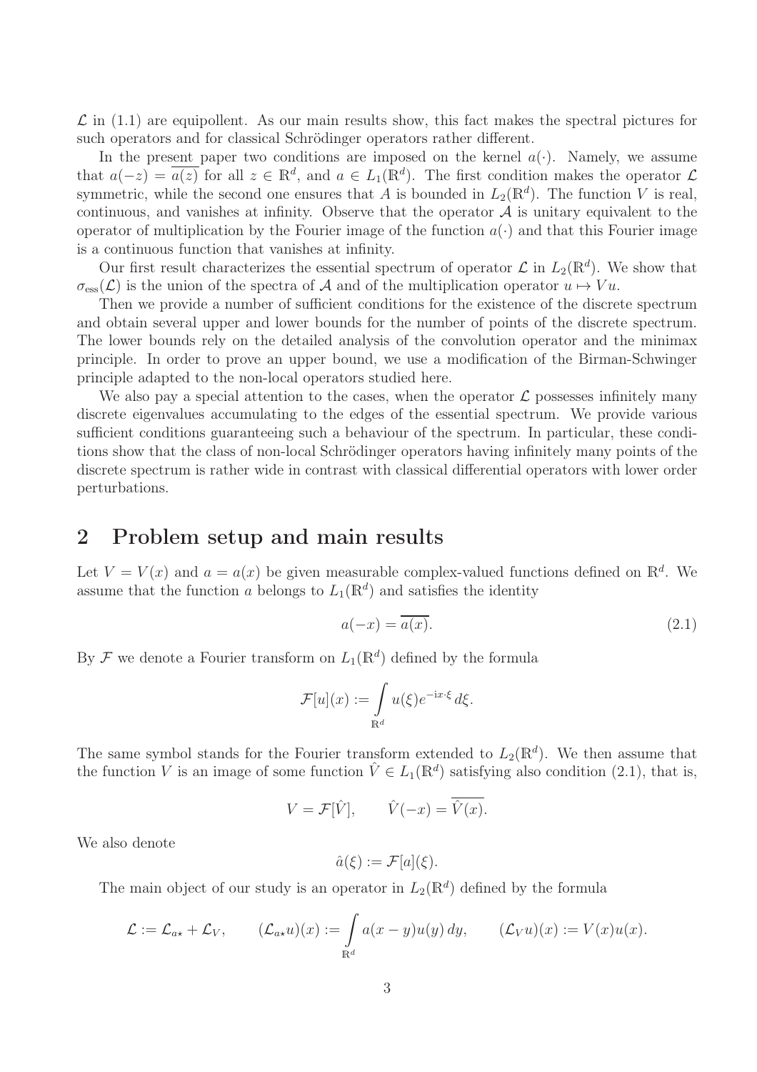$\mathcal{L}$ in (1.1) are equipollent. As our main results show, this fact makes the spectral pictures for such operators and for classical Schrödinger operators rather different.

In the present paper two conditions are imposed on the kernel $a(\cdot)$. Namely, we assume that $a(-z) = \overline{a(z)}$ for all $z \in \mathbb{R}^d$, and $a \in L_1(\mathbb{R}^d)$. The first condition makes the operator $\mathcal{L}$ symmetric, while the second one ensures that $A$ is bounded in $L_2(\mathbb{R}^d)$. The function $V$ is real, continuous, and vanishes at infinity. Observe that the operator $\mathcal{A}$ is unitary equivalent to the operator of multiplication by the Fourier image of the function $a(\cdot)$ and that this Fourier image is a continuous function that vanishes at infinity.

Our first result characterizes the essential spectrum of operator $\mathcal{L}$ in $L_2(\mathbb{R}^d)$. We show that $\sigma_{\text{ess}}(\mathcal{L})$ is the union of the spectra of $\mathcal{A}$ and of the multiplication operator $u \mapsto Vu$.

Then we provide a number of sufficient conditions for the existence of the discrete spectrum and obtain several upper and lower bounds for the number of points of the discrete spectrum. The lower bounds rely on the detailed analysis of the convolution operator and the minimax principle. In order to prove an upper bound, we use a modification of the Birman-Schwinger principle adapted to the non-local operators studied here.

We also pay a special attention to the cases, when the operator $\mathcal{L}$ possesses infinitely many discrete eigenvalues accumulating to the edges of the essential spectrum. We provide various sufficient conditions guaranteeing such a behaviour of the spectrum. In particular, these conditions show that the class of non-local Schrödinger operators having infinitely many points of the discrete spectrum is rather wide in contrast with classical differential operators with lower order perturbations.

## 2 Problem setup and main results

Let $V = V(x)$ and $a = a(x)$ be given measurable complex-valued functions defined on $\mathbb{R}^d$. We assume that the function $a$ belongs to $L_1(\mathbb{R}^d)$ and satisfies the identity

$$a(-x) = \overline{a(x)}. \tag{2.1}$$

By $\mathcal{F}$ we denote a Fourier transform on $L_1(\mathbb{R}^d)$ defined by the formula

$$\mathcal{F}[u](x) := \int\limits_{\mathbb{R}^d} u(\xi) e^{-\mathrm{i}x\cdot\xi} \, d\xi.$$

The same symbol stands for the Fourier transform extended to $L_2(\mathbb{R}^d)$. We then assume that the function $V$ is an image of some function $\hat{V} \in L_1(\mathbb{R}^d)$ satisfying also condition (2.1), that is,

$$V = \mathcal{F}[\hat{V}], \qquad \hat{V}(-x) = \overline{\hat{V}(x)}.$$

We also denote

$$\hat{a}(\xi) := \mathcal{F}[a](\xi).$$

The main object of our study is an operator in $L_2(\mathbb{R}^d)$ defined by the formula

$$\mathcal{L} := \mathcal{L}_{a\star} + \mathcal{L}_V, \qquad (\mathcal{L}_{a\star}u)(x) := \int\limits_{\mathbb{R}^d} a(x-y)u(y) \, dy, \qquad (\mathcal{L}_V u)(x) := V(x)u(x).$$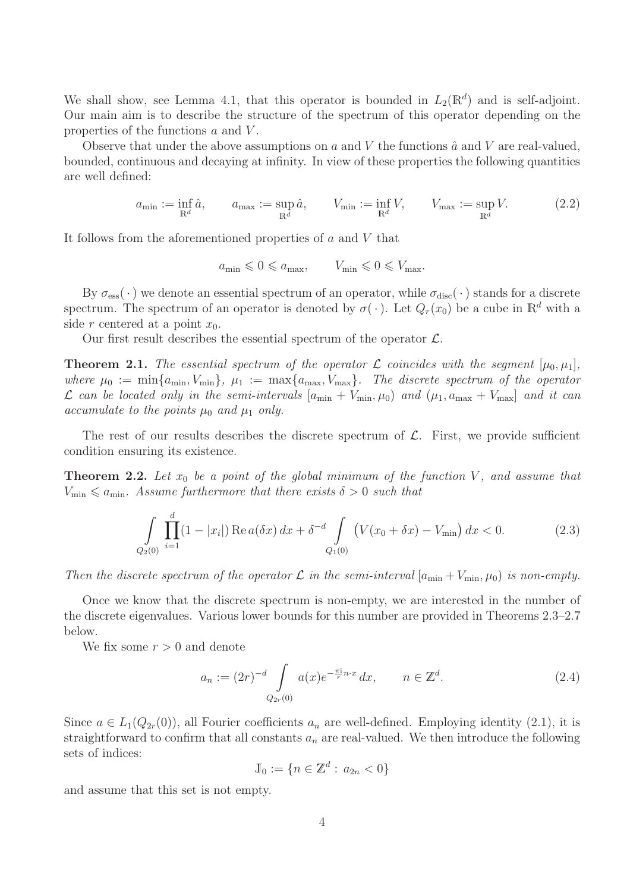We shall show, see Lemma 4.1, that this operator is bounded in $L_2(\mathbb{R}^d)$ and is self-adjoint. Our main aim is to describe the structure of the spectrum of this operator depending on the properties of the functions $a$ and $V$.

Observe that under the above assumptions on $a$ and $V$ the functions $\hat{a}$ and $V$ are real-valued, bounded, continuous and decaying at infinity. In view of these properties the following quantities are well defined:

$$a_{\min} := \inf_{\mathbb{R}^d} \hat{a}, \qquad a_{\max} := \sup_{\mathbb{R}^d} \hat{a}, \qquad V_{\min} := \inf_{\mathbb{R}^d} V, \qquad V_{\max} := \sup_{\mathbb{R}^d} V. \tag{2.2}$$

It follows from the aforementioned properties of $a$ and $V$ that

$$a_{\min} \leqslant 0 \leqslant a_{\max}, \qquad V_{\min} \leqslant 0 \leqslant V_{\max}.$$

By $\sigma_{\mathrm{ess}}(\,\cdot\,)$ we denote an essential spectrum of an operator, while $\sigma_{\mathrm{disc}}(\,\cdot\,)$ stands for a discrete spectrum. The spectrum of an operator is denoted by $\sigma(\,\cdot\,)$. Let $Q_r(x_0)$ be a cube in $\mathbb{R}^d$ with a side $r$ centered at a point $x_0$.

Our first result describes the essential spectrum of the operator $\mathcal{L}$.

**Theorem 2.1.** *The essential spectrum of the operator $\mathcal{L}$ coincides with the segment $[\mu_0, \mu_1]$, where $\mu_0 := \min\{a_{\min}, V_{\min}\}$, $\mu_1 := \max\{a_{\max}, V_{\max}\}$. The discrete spectrum of the operator $\mathcal{L}$ can be located only in the semi-intervals $[a_{\min} + V_{\min}, \mu_0)$ and $(\mu_1, a_{\max} + V_{\max}]$ and it can accumulate to the points $\mu_0$ and $\mu_1$ only.*

The rest of our results describes the discrete spectrum of $\mathcal{L}$. First, we provide sufficient condition ensuring its existence.

**Theorem 2.2.** *Let $x_0$ be a point of the global minimum of the function $V$, and assume that $V_{\min} \leqslant a_{\min}$. Assume furthermore that there exists $\delta > 0$ such that*

$$\int\limits_{Q_2(0)} \prod_{i=1}^{d} (1 - |x_i|) \operatorname{Re} a(\delta x)\, dx + \delta^{-d} \int\limits_{Q_1(0)} \big(V(x_0 + \delta x) - V_{\min}\big)\, dx < 0. \tag{2.3}$$

*Then the discrete spectrum of the operator $\mathcal{L}$ in the semi-interval $[a_{\min} + V_{\min}, \mu_0)$ is non-empty.*

Once we know that the discrete spectrum is non-empty, we are interested in the number of the discrete eigenvalues. Various lower bounds for this number are provided in Theorems 2.3–2.7 below.

We fix some $r > 0$ and denote

$$a_n := (2r)^{-d} \int\limits_{Q_{2r}(0)} a(x) e^{-\frac{\pi \mathrm{i}}{r} n \cdot x}\, dx, \qquad n \in \mathbb{Z}^d. \tag{2.4}$$

Since $a \in L_1(Q_{2r}(0))$, all Fourier coefficients $a_n$ are well-defined. Employing identity (2.1), it is straightforward to confirm that all constants $a_n$ are real-valued. We then introduce the following sets of indices:

$$\mathbb{J}_0 := \{n \in \mathbb{Z}^d : \, a_{2n} < 0\}$$

and assume that this set is not empty.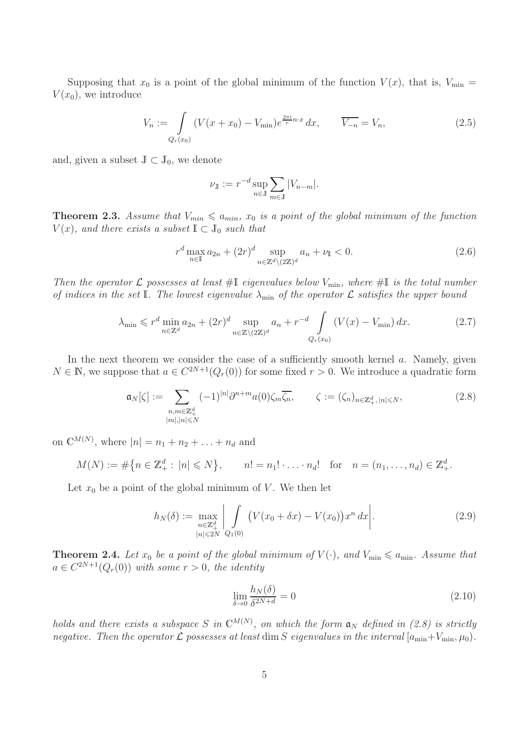Supposing that $x_0$ is a point of the global minimum of the function $V(x)$, that is, $V_{\min} = V(x_0)$, we introduce

$$
V_n := \int\limits_{Q_r(x_0)} (V(x+x_0) - V_{\min}) e^{\frac{2\pi \mathrm{i}}{r} n\cdot x}\, dx, \qquad \overline{V_{-n}} = V_n, \tag{2.5}
$$

and, given a subset $\mathbb{J} \subset \mathbb{J}_0$, we denote

$$
\nu_{\mathbb{J}} := r^{-d} \sup_{n\in\mathbb{J}} \sum_{m\in\mathbb{J}} |V_{n-m}|.
$$

**Theorem 2.3.** *Assume that $V_{min} \leqslant a_{min}$, $x_0$ is a point of the global minimum of the function $V(x)$, and there exists a subset $\mathbb{I} \subset \mathbb{J}_0$ such that*

$$
r^d \max_{n\in\mathbb{I}} a_{2n} + (2r)^d \sup_{n\in\mathbb{Z}^d\setminus(2\mathbb{Z})^d} a_n + \nu_{\mathbb{I}} < 0. \tag{2.6}
$$

*Then the operator $\mathcal{L}$ possesses at least $\#\mathbb{I}$ eigenvalues below $V_{\min}$, where $\#\mathbb{I}$ is the total number of indices in the set $\mathbb{I}$. The lowest eigenvalue $\lambda_{\min}$ of the operator $\mathcal{L}$ satisfies the upper bound*

$$
\lambda_{\min} \leqslant r^d \min_{n\in\mathbb{Z}^d} a_{2n} + (2r)^d \sup_{n\in\mathbb{Z}\setminus(2\mathbb{Z})^d} a_n + r^{-d} \int\limits_{Q_r(x_0)} (V(x) - V_{\min})\, dx. \tag{2.7}
$$

In the next theorem we consider the case of a sufficiently smooth kernel $a$. Namely, given $N \in \mathbb{N}$, we suppose that $a \in C^{2N+1}(Q_r(0))$ for some fixed $r > 0$. We introduce a quadratic form

$$
\mathfrak{a}_N[\zeta] := \sum_{\substack{n,m\in\mathbb{Z}_+^d\\ |m|,|n|\leqslant N}} (-1)^{|n|} \partial^{n+m} a(0) \zeta_m \overline{\zeta_n}, \qquad \zeta := (\zeta_n)_{n\in\mathbb{Z}_+^d,\, |n|\leqslant N}, \tag{2.8}
$$

on $\mathbb{C}^{M(N)}$, where $|n| = n_1 + n_2 + \ldots + n_d$ and

$$
M(N) := \#\{n \in \mathbb{Z}_+^d :\, |n| \leqslant N\}, \qquad n! = n_1! \cdot \ldots \cdot n_d! \quad \text{for} \quad n = (n_1, \ldots, n_d) \in \mathbb{Z}_+^d.
$$

Let $x_0$ be a point of the global minimum of $V$. We then let

$$
h_N(\delta) := \max_{\substack{n\in\mathbb{Z}_+^d\\ |n|\leqslant 2N}} \left| \int\limits_{Q_1(0)} \big(V(x_0 + \delta x) - V(x_0)\big) x^n\, dx \right|. \tag{2.9}
$$

**Theorem 2.4.** *Let $x_0$ be a point of the global minimum of $V(\cdot)$, and $V_{\min} \leqslant a_{\min}$. Assume that $a \in C^{2N+1}(Q_r(0))$ with some $r > 0$, the identity*

$$
\lim_{\delta\to 0} \frac{h_N(\delta)}{\delta^{2N+d}} = 0 \tag{2.10}
$$

*holds and there exists a subspace $S$ in $\mathbb{C}^{M(N)}$, on which the form $\mathfrak{a}_N$ defined in (2.8) is strictly negative. Then the operator $\mathcal{L}$ possesses at least $\dim S$ eigenvalues in the interval $[a_{\min} + V_{\min}, \mu_0)$.*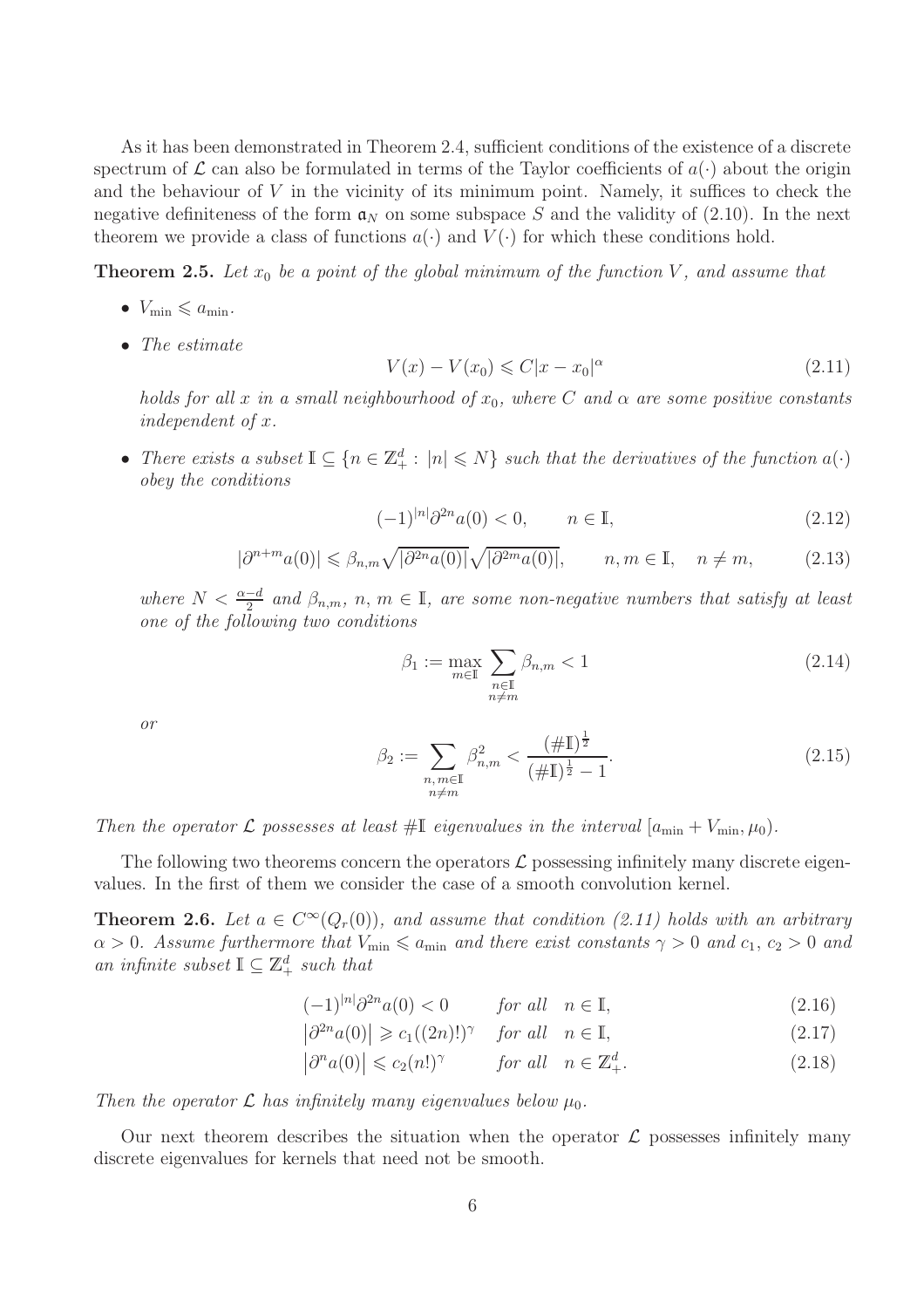As it has been demonstrated in Theorem 2.4, sufficient conditions of the existence of a discrete spectrum of $\mathcal{L}$ can also be formulated in terms of the Taylor coefficients of $a(\cdot)$ about the origin and the behaviour of $V$ in the vicinity of its minimum point. Namely, it suffices to check the negative definiteness of the form $\mathfrak{a}_N$ on some subspace $S$ and the validity of (2.10). In the next theorem we provide a class of functions $a(\cdot)$ and $V(\cdot)$ for which these conditions hold.

**Theorem 2.5.** *Let $x_0$ be a point of the global minimum of the function $V$, and assume that*

- $V_{\min} \leqslant a_{\min}$.
- *The estimate*
$$V(x) - V(x_0) \leqslant C|x - x_0|^\alpha \tag{2.11}$$
*holds for all $x$ in a small neighbourhood of $x_0$, where $C$ and $\alpha$ are some positive constants independent of $x$.*
- *There exists a subset $\mathbb{I} \subseteq \{n \in \mathbb{Z}_+^d : |n| \leqslant N\}$ such that the derivatives of the function $a(\cdot)$ obey the conditions*
$$(-1)^{|n|}\partial^{2n}a(0) < 0, \qquad n \in \mathbb{I}, \tag{2.12}$$
$$|\partial^{n+m}a(0)| \leqslant \beta_{n,m}\sqrt{|\partial^{2n}a(0)|}\sqrt{|\partial^{2m}a(0)|}, \qquad n, m \in \mathbb{I}, \quad n \neq m, \tag{2.13}$$
*where $N < \frac{\alpha - d}{2}$ and $\beta_{n,m}$, $n$, $m \in \mathbb{I}$, are some non-negative numbers that satisfy at least one of the following two conditions*
$$\beta_1 := \max_{m\in\mathbb{I}} \sum_{\substack{n\in\mathbb{I}\\ n\neq m}} \beta_{n,m} < 1 \tag{2.14}$$
*or*
$$\beta_2 := \sum_{\substack{n,\, m\in\mathbb{I}\\ n\neq m}} \beta_{n,m}^2 < \frac{(\#\mathbb{I})^{\frac{1}{2}}}{(\#\mathbb{I})^{\frac{1}{2}} - 1}. \tag{2.15}$$

*Then the operator $\mathcal{L}$ possesses at least $\#\mathbb{I}$ eigenvalues in the interval $[a_{\min} + V_{\min}, \mu_0)$.*

The following two theorems concern the operators $\mathcal{L}$ possessing infinitely many discrete eigenvalues. In the first of them we consider the case of a smooth convolution kernel.

**Theorem 2.6.** *Let $a \in C^\infty(Q_r(0))$, and assume that condition (2.11) holds with an arbitrary $\alpha > 0$. Assume furthermore that $V_{\min} \leqslant a_{\min}$ and there exist constants $\gamma > 0$ and $c_1$, $c_2 > 0$ and an infinite subset $\mathbb{I} \subseteq \mathbb{Z}_+^d$ such that*

$$(-1)^{|n|}\partial^{2n}a(0) < 0 \qquad \text{for all} \quad n \in \mathbb{I}, \tag{2.16}$$
$$\left|\partial^{2n}a(0)\right| \geqslant c_1((2n)!)^\gamma \quad \text{for all} \quad n \in \mathbb{I}, \tag{2.17}$$
$$\left|\partial^{n}a(0)\right| \leqslant c_2(n!)^\gamma \qquad \text{for all} \quad n \in \mathbb{Z}_+^d. \tag{2.18}$$

*Then the operator $\mathcal{L}$ has infinitely many eigenvalues below $\mu_0$.*

Our next theorem describes the situation when the operator $\mathcal{L}$ possesses infinitely many discrete eigenvalues for kernels that need not be smooth.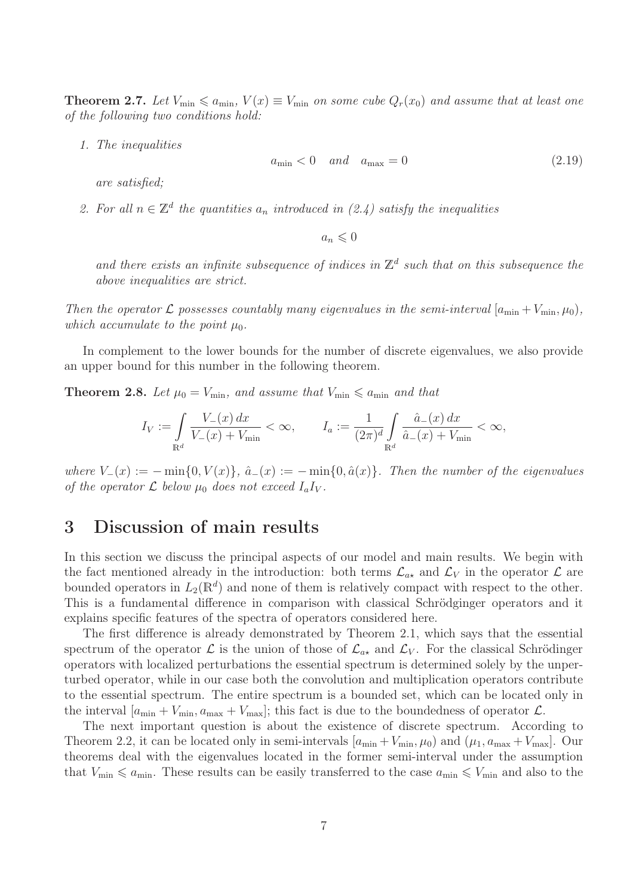**Theorem 2.7.** *Let $V_{\min} \leqslant a_{\min}$, $V(x) \equiv V_{\min}$ on some cube $Q_r(x_0)$ and assume that at least one of the following two conditions hold:*

1. *The inequalities*
$$a_{\min} < 0 \quad and \quad a_{\max} = 0 \tag{2.19}$$
*are satisfied;*

2. *For all $n \in \mathbb{Z}^d$ the quantities $a_n$ introduced in (2.4) satisfy the inequalities*
$$a_n \leqslant 0$$
*and there exists an infinite subsequence of indices in $\mathbb{Z}^d$ such that on this subsequence the above inequalities are strict.*

*Then the operator $\mathcal{L}$ possesses countably many eigenvalues in the semi-interval $[a_{\min} + V_{\min}, \mu_0)$, which accumulate to the point $\mu_0$.*

In complement to the lower bounds for the number of discrete eigenvalues, we also provide an upper bound for this number in the following theorem.

**Theorem 2.8.** *Let $\mu_0 = V_{\min}$, and assume that $V_{\min} \leqslant a_{\min}$ and that*

$$I_V := \int\limits_{\mathbb{R}^d} \frac{V_-(x)\,dx}{V_-(x) + V_{\min}} < \infty, \qquad I_a := \frac{1}{(2\pi)^d} \int\limits_{\mathbb{R}^d} \frac{\hat{a}_-(x)\,dx}{\hat{a}_-(x) + V_{\min}} < \infty,$$

*where $V_-(x) := -\min\{0, V(x)\}$, $\hat{a}_-(x) := -\min\{0, \hat{a}(x)\}$. Then the number of the eigenvalues of the operator $\mathcal{L}$ below $\mu_0$ does not exceed $I_a I_V$.*

# 3 Discussion of main results

In this section we discuss the principal aspects of our model and main results. We begin with the fact mentioned already in the introduction: both terms $\mathcal{L}_{a\star}$ and $\mathcal{L}_V$ in the operator $\mathcal{L}$ are bounded operators in $L_2(\mathbb{R}^d)$ and none of them is relatively compact with respect to the other. This is a fundamental difference in comparison with classical Schrödginger operators and it explains specific features of the spectra of operators considered here.

The first difference is already demonstrated by Theorem 2.1, which says that the essential spectrum of the operator $\mathcal{L}$ is the union of those of $\mathcal{L}_{a\star}$ and $\mathcal{L}_V$. For the classical Schrödinger operators with localized perturbations the essential spectrum is determined solely by the unperturbed operator, while in our case both the convolution and multiplication operators contribute to the essential spectrum. The entire spectrum is a bounded set, which can be located only in the interval $[a_{\min} + V_{\min}, a_{\max} + V_{\max}]$; this fact is due to the boundedness of operator $\mathcal{L}$.

The next important question is about the existence of discrete spectrum. According to Theorem 2.2, it can be located only in semi-intervals $[a_{\min} + V_{\min}, \mu_0)$ and $(\mu_1, a_{\max} + V_{\max}]$. Our theorems deal with the eigenvalues located in the former semi-interval under the assumption that $V_{\min} \leqslant a_{\min}$. These results can be easily transferred to the case $a_{\min} \leqslant V_{\min}$ and also to the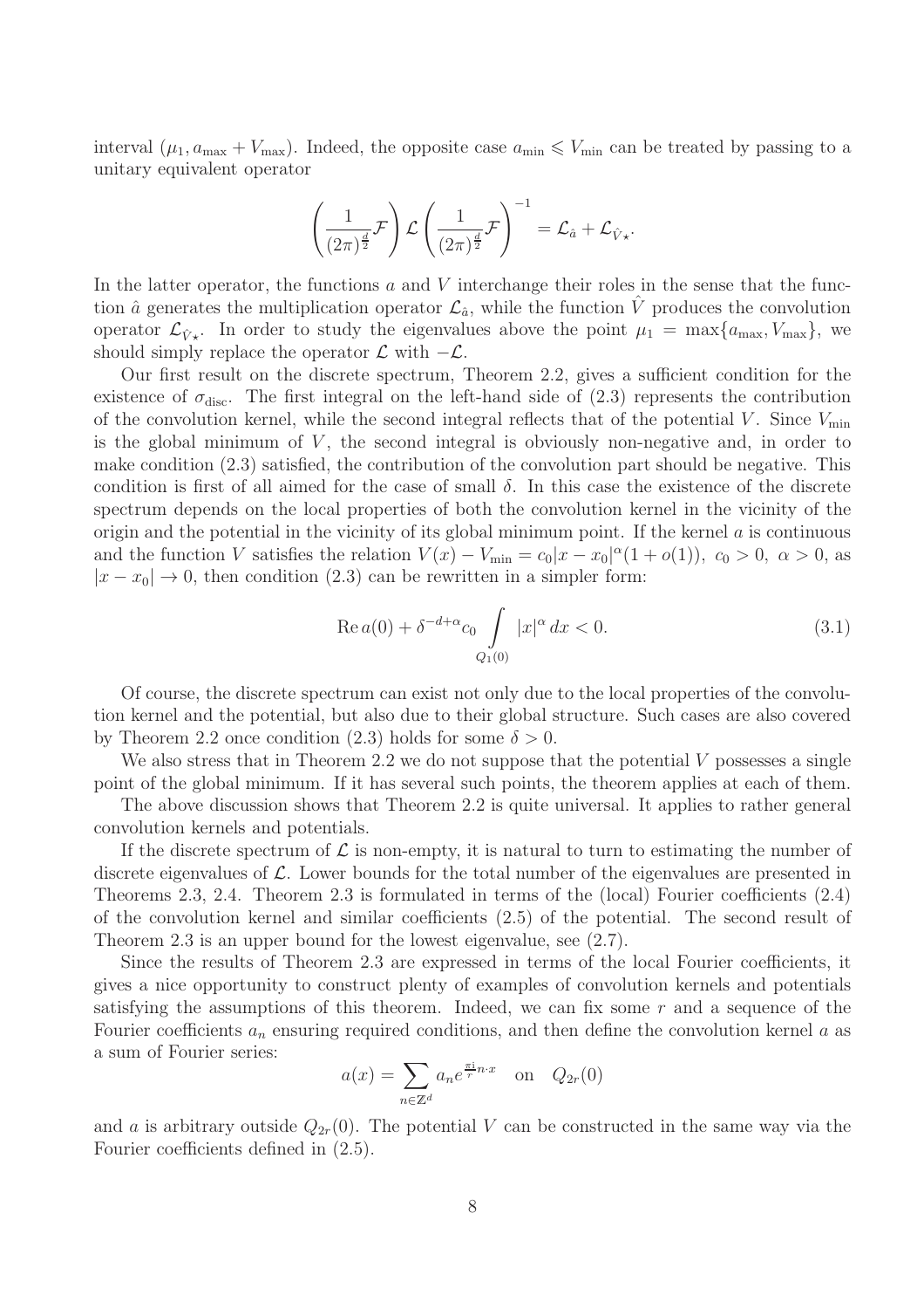interval $(\mu_1, a_{\max} + V_{\max})$. Indeed, the opposite case $a_{\min} \leqslant V_{\min}$ can be treated by passing to a unitary equivalent operator

$$\left(\frac{1}{(2\pi)^{\frac{d}{2}}}\mathcal{F}\right)\mathcal{L}\left(\frac{1}{(2\pi)^{\frac{d}{2}}}\mathcal{F}\right)^{-1} = \mathcal{L}_{\hat{a}} + \mathcal{L}_{\hat{V}\star}.$$

In the latter operator, the functions $a$ and $V$ interchange their roles in the sense that the function $\hat{a}$ generates the multiplication operator $\mathcal{L}_{\hat{a}}$, while the function $\hat{V}$ produces the convolution operator $\mathcal{L}_{\hat{V}\star}$. In order to study the eigenvalues above the point $\mu_1 = \max\{a_{\max}, V_{\max}\}$, we should simply replace the operator $\mathcal{L}$ with $-\mathcal{L}$.

Our first result on the discrete spectrum, Theorem 2.2, gives a sufficient condition for the existence of $\sigma_{\mathrm{disc}}$. The first integral on the left-hand side of (2.3) represents the contribution of the convolution kernel, while the second integral reflects that of the potential $V$. Since $V_{\min}$ is the global minimum of $V$, the second integral is obviously non-negative and, in order to make condition (2.3) satisfied, the contribution of the convolution part should be negative. This condition is first of all aimed for the case of small $\delta$. In this case the existence of the discrete spectrum depends on the local properties of both the convolution kernel in the vicinity of the origin and the potential in the vicinity of its global minimum point. If the kernel $a$ is continuous and the function $V$ satisfies the relation $V(x) - V_{\min} = c_0|x - x_0|^\alpha(1 + o(1)),\ c_0 > 0,\ \alpha > 0$, as $|x - x_0| \to 0$, then condition (2.3) can be rewritten in a simpler form:

$$\operatorname{Re} a(0) + \delta^{-d+\alpha} c_0 \int\limits_{Q_1(0)} |x|^\alpha \, dx < 0. \tag{3.1}$$

Of course, the discrete spectrum can exist not only due to the local properties of the convolution kernel and the potential, but also due to their global structure. Such cases are also covered by Theorem 2.2 once condition (2.3) holds for some $\delta > 0$.

We also stress that in Theorem 2.2 we do not suppose that the potential $V$ possesses a single point of the global minimum. If it has several such points, the theorem applies at each of them.

The above discussion shows that Theorem 2.2 is quite universal. It applies to rather general convolution kernels and potentials.

If the discrete spectrum of $\mathcal{L}$ is non-empty, it is natural to turn to estimating the number of discrete eigenvalues of $\mathcal{L}$. Lower bounds for the total number of the eigenvalues are presented in Theorems 2.3, 2.4. Theorem 2.3 is formulated in terms of the (local) Fourier coefficients (2.4) of the convolution kernel and similar coefficients (2.5) of the potential. The second result of Theorem 2.3 is an upper bound for the lowest eigenvalue, see (2.7).

Since the results of Theorem 2.3 are expressed in terms of the local Fourier coefficients, it gives a nice opportunity to construct plenty of examples of convolution kernels and potentials satisfying the assumptions of this theorem. Indeed, we can fix some $r$ and a sequence of the Fourier coefficients $a_n$ ensuring required conditions, and then define the convolution kernel $a$ as a sum of Fourier series:

$$a(x) = \sum_{n \in \mathbb{Z}^d} a_n e^{\frac{\pi \mathrm{i}}{r} n \cdot x} \quad \text{on} \quad Q_{2r}(0)$$

and $a$ is arbitrary outside $Q_{2r}(0)$. The potential $V$ can be constructed in the same way via the Fourier coefficients defined in (2.5).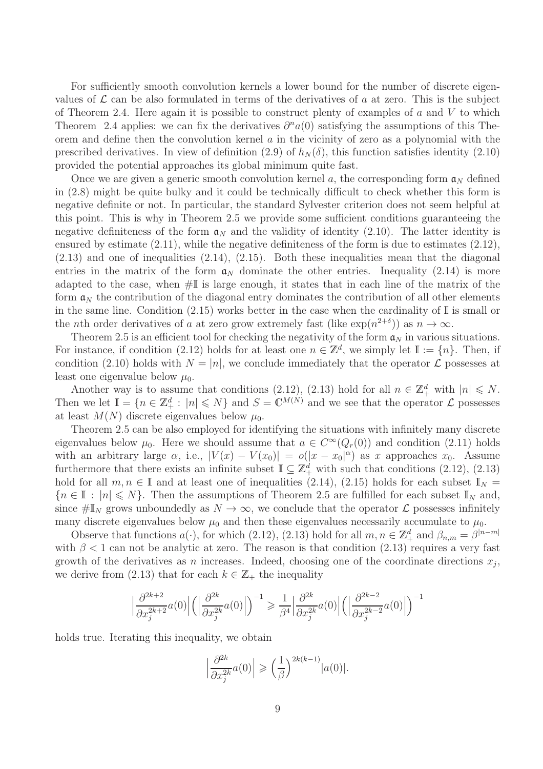For sufficiently smooth convolution kernels a lower bound for the number of discrete eigenvalues of $\mathcal{L}$ can be also formulated in terms of the derivatives of $a$ at zero. This is the subject of Theorem 2.4. Here again it is possible to construct plenty of examples of $a$ and $V$ to which Theorem 2.4 applies: we can fix the derivatives $\partial^n a(0)$ satisfying the assumptions of this Theorem and define then the convolution kernel $a$ in the vicinity of zero as a polynomial with the prescribed derivatives. In view of definition (2.9) of $h_N(\delta)$, this function satisfies identity (2.10) provided the potential approaches its global minimum quite fast.

Once we are given a generic smooth convolution kernel $a$, the corresponding form $\mathfrak{a}_N$ defined in (2.8) might be quite bulky and it could be technically difficult to check whether this form is negative definite or not. In particular, the standard Sylvester criterion does not seem helpful at this point. This is why in Theorem 2.5 we provide some sufficient conditions guaranteeing the negative definiteness of the form $\mathfrak{a}_N$ and the validity of identity (2.10). The latter identity is ensured by estimate (2.11), while the negative definiteness of the form is due to estimates (2.12), (2.13) and one of inequalities (2.14), (2.15). Both these inequalities mean that the diagonal entries in the matrix of the form $\mathfrak{a}_N$ dominate the other entries. Inequality (2.14) is more adapted to the case, when $\#\mathbb{I}$ is large enough, it states that in each line of the matrix of the form $\mathfrak{a}_N$ the contribution of the diagonal entry dominates the contribution of all other elements in the same line. Condition (2.15) works better in the case when the cardinality of $\mathbb{I}$ is small or the $n$th order derivatives of $a$ at zero grow extremely fast (like $\exp(n^{2+\delta})$) as $n \to \infty$.

Theorem 2.5 is an efficient tool for checking the negativity of the form $\mathfrak{a}_N$ in various situations. For instance, if condition (2.12) holds for at least one $n \in \mathbb{Z}^d$, we simply let $\mathbb{I} := \{n\}$. Then, if condition (2.10) holds with $N = |n|$, we conclude immediately that the operator $\mathcal{L}$ possesses at least one eigenvalue below $\mu_0$.

Another way is to assume that conditions (2.12), (2.13) hold for all $n \in \mathbb{Z}^d_+$ with $|n| \leqslant N$. Then we let $\mathbb{I} = \{n \in \mathbb{Z}^d_+ : |n| \leqslant N\}$ and $S = \mathbb{C}^{M(N)}$ and we see that the operator $\mathcal{L}$ possesses at least $M(N)$ discrete eigenvalues below $\mu_0$.

Theorem 2.5 can be also employed for identifying the situations with infinitely many discrete eigenvalues below $\mu_0$. Here we should assume that $a \in C^\infty(Q_r(0))$ and condition (2.11) holds with an arbitrary large $\alpha$, i.e., $|V(x) - V(x_0)| = o(|x - x_0|^\alpha)$ as $x$ approaches $x_0$. Assume furthermore that there exists an infinite subset $\mathbb{I} \subseteq \mathbb{Z}^d_+$ with such that conditions (2.12), (2.13) hold for all $m, n \in \mathbb{I}$ and at least one of inequalities (2.14), (2.15) holds for each subset $\mathbb{I}_N = \{n \in \mathbb{I} : |n| \leqslant N\}$. Then the assumptions of Theorem 2.5 are fulfilled for each subset $\mathbb{I}_N$ and, since $\#\mathbb{I}_N$ grows unboundedly as $N \to \infty$, we conclude that the operator $\mathcal{L}$ possesses infinitely many discrete eigenvalues below $\mu_0$ and then these eigenvalues necessarily accumulate to $\mu_0$.

Observe that functions $a(\cdot)$, for which (2.12), (2.13) hold for all $m, n \in \mathbb{Z}^d_+$ and $\beta_{n,m} = \beta^{|n-m|}$ with $\beta < 1$ can not be analytic at zero. The reason is that condition (2.13) requires a very fast growth of the derivatives as $n$ increases. Indeed, choosing one of the coordinate directions $x_j$, we derive from (2.13) that for each $k \in \mathbb{Z}_+$ the inequality

$$
\Big| \frac{\partial^{2k+2}}{\partial x_j^{2k+2}} a(0) \Big| \Big( \Big| \frac{\partial^{2k}}{\partial x_j^{2k}} a(0) \Big| \Big)^{-1} \geqslant \frac{1}{\beta^4} \Big| \frac{\partial^{2k}}{\partial x_j^{2k}} a(0) \Big| \Big( \Big| \frac{\partial^{2k-2}}{\partial x_j^{2k-2}} a(0) \Big| \Big)^{-1}
$$

holds true. Iterating this inequality, we obtain

$$
\Big| \frac{\partial^{2k}}{\partial x_j^{2k}} a(0) \Big| \geqslant \Big( \frac{1}{\beta} \Big)^{2k(k-1)} |a(0)|.
$$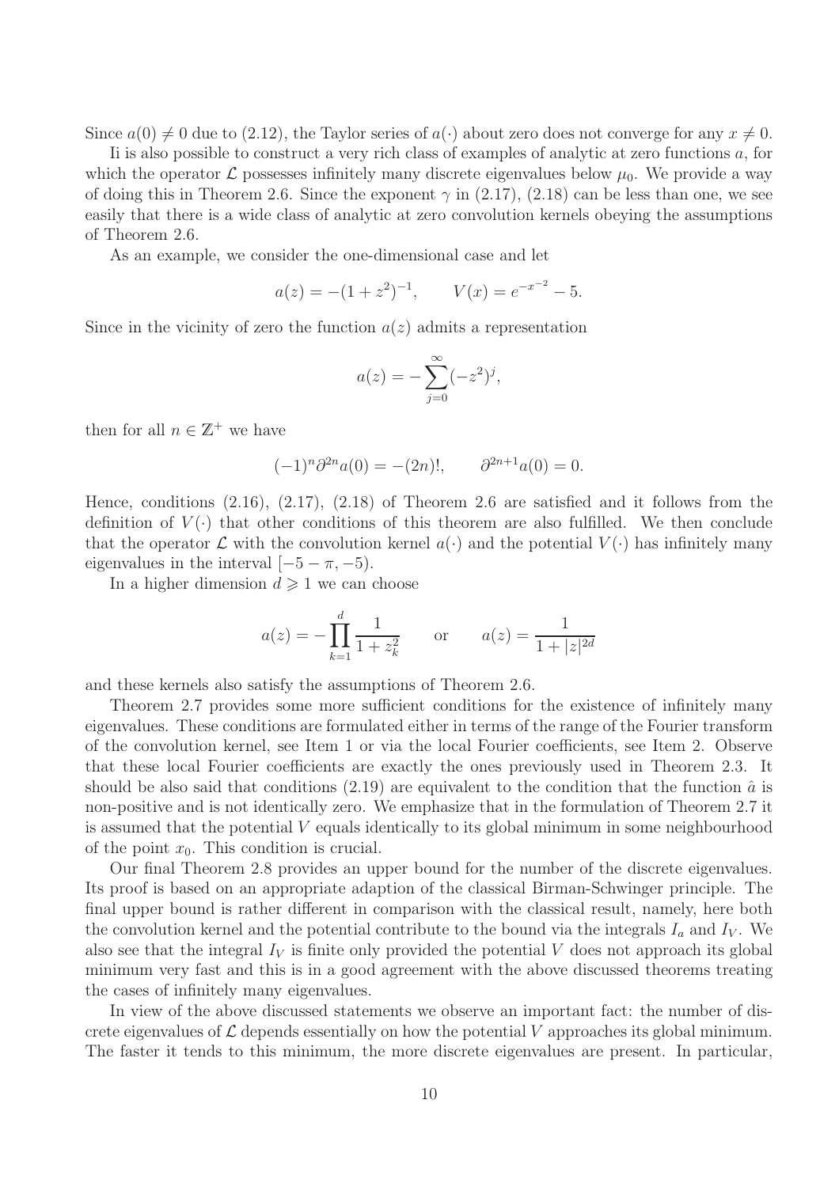Since $a(0) \neq 0$ due to (2.12), the Taylor series of $a(\cdot)$ about zero does not converge for any $x \neq 0$.

Ii is also possible to construct a very rich class of examples of analytic at zero functions $a$, for which the operator $\mathcal{L}$ possesses infinitely many discrete eigenvalues below $\mu_0$. We provide a way of doing this in Theorem 2.6. Since the exponent $\gamma$ in (2.17), (2.18) can be less than one, we see easily that there is a wide class of analytic at zero convolution kernels obeying the assumptions of Theorem 2.6.

As an example, we consider the one-dimensional case and let

$$a(z) = -(1+z^2)^{-1}, \qquad V(x) = e^{-x^{-2}} - 5.$$

Since in the vicinity of zero the function $a(z)$ admits a representation

$$a(z) = -\sum_{j=0}^{\infty} (-z^2)^j,$$

then for all $n \in \mathbb{Z}^+$ we have

$$(-1)^n \partial^{2n} a(0) = -(2n)!, \qquad \partial^{2n+1} a(0) = 0.$$

Hence, conditions (2.16), (2.17), (2.18) of Theorem 2.6 are satisfied and it follows from the definition of $V(\cdot)$ that other conditions of this theorem are also fulfilled. We then conclude that the operator $\mathcal{L}$ with the convolution kernel $a(\cdot)$ and the potential $V(\cdot)$ has infinitely many eigenvalues in the interval $[-5-\pi, -5)$.

In a higher dimension $d \geqslant 1$ we can choose

$$a(z) = -\prod_{k=1}^{d} \frac{1}{1+z_k^2} \qquad \text{or} \qquad a(z) = \frac{1}{1+|z|^{2d}}$$

and these kernels also satisfy the assumptions of Theorem 2.6.

Theorem 2.7 provides some more sufficient conditions for the existence of infinitely many eigenvalues. These conditions are formulated either in terms of the range of the Fourier transform of the convolution kernel, see Item 1 or via the local Fourier coefficients, see Item 2. Observe that these local Fourier coefficients are exactly the ones previously used in Theorem 2.3. It should be also said that conditions (2.19) are equivalent to the condition that the function $\hat{a}$ is non-positive and is not identically zero. We emphasize that in the formulation of Theorem 2.7 it is assumed that the potential $V$ equals identically to its global minimum in some neighbourhood of the point $x_0$. This condition is crucial.

Our final Theorem 2.8 provides an upper bound for the number of the discrete eigenvalues. Its proof is based on an appropriate adaption of the classical Birman-Schwinger principle. The final upper bound is rather different in comparison with the classical result, namely, here both the convolution kernel and the potential contribute to the bound via the integrals $I_a$ and $I_V$. We also see that the integral $I_V$ is finite only provided the potential $V$ does not approach its global minimum very fast and this is in a good agreement with the above discussed theorems treating the cases of infinitely many eigenvalues.

In view of the above discussed statements we observe an important fact: the number of discrete eigenvalues of $\mathcal{L}$ depends essentially on how the potential $V$ approaches its global minimum. The faster it tends to this minimum, the more discrete eigenvalues are present. In particular,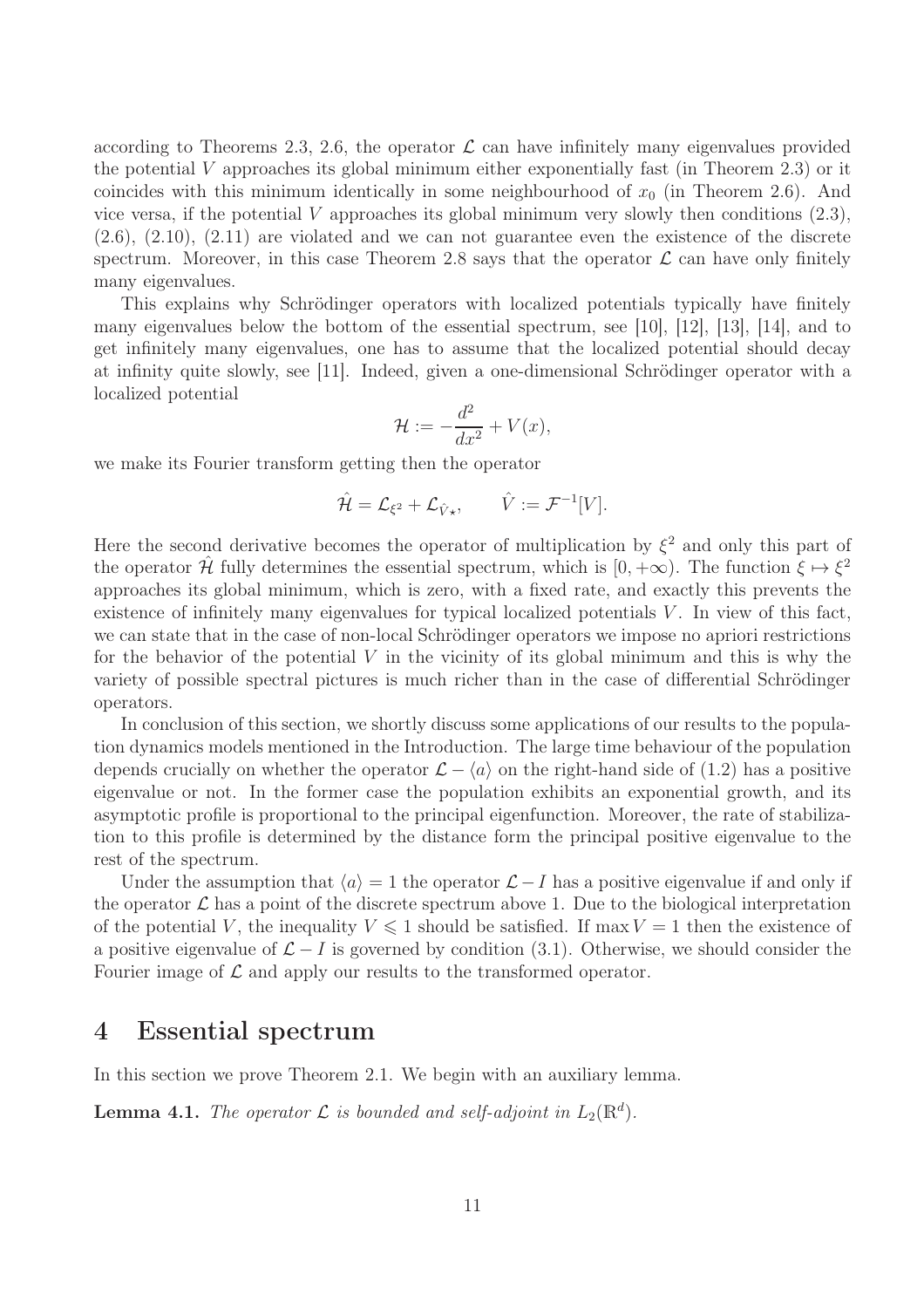according to Theorems 2.3, 2.6, the operator $\mathcal{L}$ can have infinitely many eigenvalues provided the potential $V$ approaches its global minimum either exponentially fast (in Theorem 2.3) or it coincides with this minimum identically in some neighbourhood of $x_0$ (in Theorem 2.6). And vice versa, if the potential $V$ approaches its global minimum very slowly then conditions (2.3), (2.6), (2.10), (2.11) are violated and we can not guarantee even the existence of the discrete spectrum. Moreover, in this case Theorem 2.8 says that the operator $\mathcal{L}$ can have only finitely many eigenvalues.

This explains why Schrödinger operators with localized potentials typically have finitely many eigenvalues below the bottom of the essential spectrum, see [10], [12], [13], [14], and to get infinitely many eigenvalues, one has to assume that the localized potential should decay at infinity quite slowly, see [11]. Indeed, given a one-dimensional Schrödinger operator with a localized potential

$$\mathcal{H} := -\frac{d^2}{dx^2} + V(x),$$

we make its Fourier transform getting then the operator

$$\hat{\mathcal{H}} = \mathcal{L}_{\xi^2} + \mathcal{L}_{\hat{V}\star}, \qquad \hat{V} := \mathcal{F}^{-1}[V].$$

Here the second derivative becomes the operator of multiplication by $\xi^2$ and only this part of the operator $\hat{\mathcal{H}}$ fully determines the essential spectrum, which is $[0, +\infty)$. The function $\xi \mapsto \xi^2$ approaches its global minimum, which is zero, with a fixed rate, and exactly this prevents the existence of infinitely many eigenvalues for typical localized potentials $V$. In view of this fact, we can state that in the case of non-local Schrödinger operators we impose no apriori restrictions for the behavior of the potential $V$ in the vicinity of its global minimum and this is why the variety of possible spectral pictures is much richer than in the case of differential Schrödinger operators.

In conclusion of this section, we shortly discuss some applications of our results to the population dynamics models mentioned in the Introduction. The large time behaviour of the population depends crucially on whether the operator $\mathcal{L} - \langle a \rangle$ on the right-hand side of (1.2) has a positive eigenvalue or not. In the former case the population exhibits an exponential growth, and its asymptotic profile is proportional to the principal eigenfunction. Moreover, the rate of stabilization to this profile is determined by the distance form the principal positive eigenvalue to the rest of the spectrum.

Under the assumption that $\langle a \rangle = 1$ the operator $\mathcal{L} - I$ has a positive eigenvalue if and only if the operator $\mathcal{L}$ has a point of the discrete spectrum above 1. Due to the biological interpretation of the potential $V$, the inequality $V \leqslant 1$ should be satisfied. If $\max V = 1$ then the existence of a positive eigenvalue of $\mathcal{L} - I$ is governed by condition (3.1). Otherwise, we should consider the Fourier image of $\mathcal{L}$ and apply our results to the transformed operator.

# 4 Essential spectrum

In this section we prove Theorem 2.1. We begin with an auxiliary lemma.

**Lemma 4.1.** *The operator $\mathcal{L}$ is bounded and self-adjoint in $L_2(\mathbb{R}^d)$.*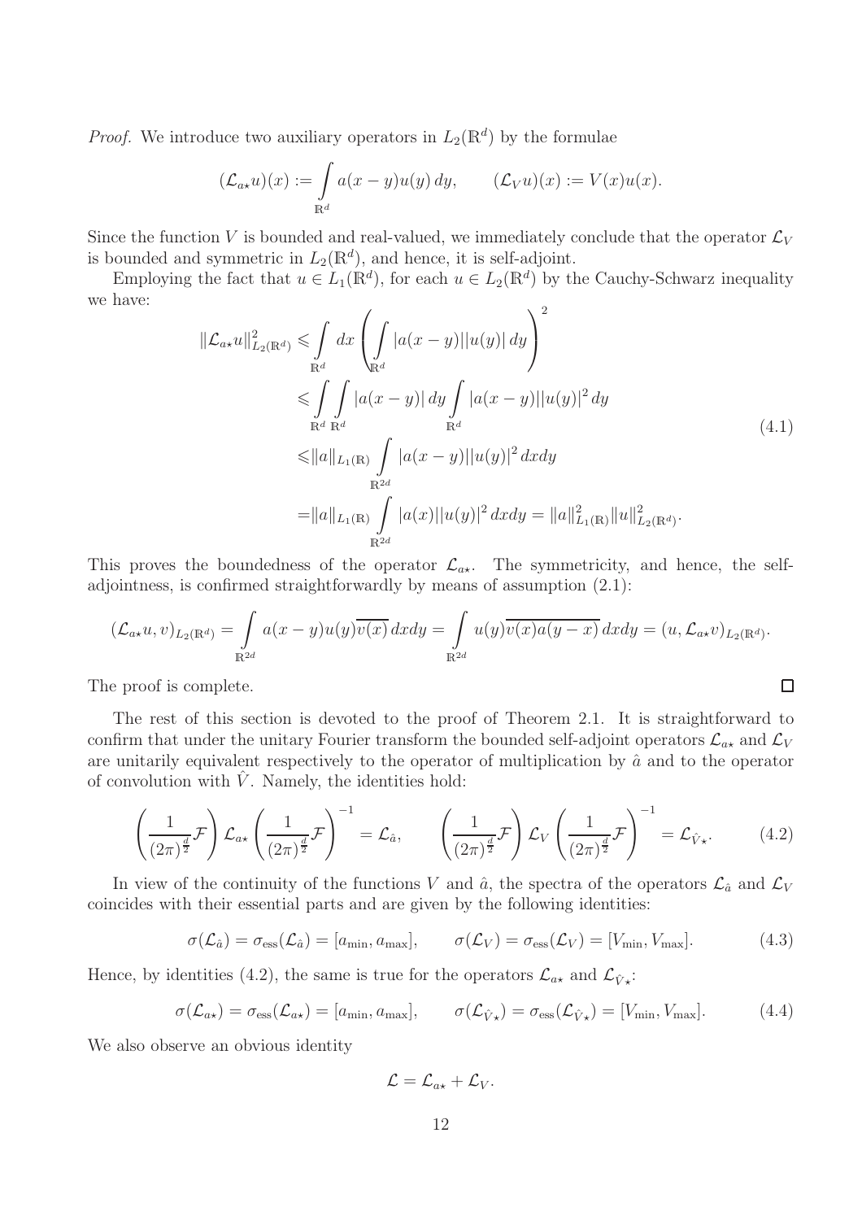*Proof.* We introduce two auxiliary operators in $L_2(\mathbb{R}^d)$ by the formulae

$$(\mathcal{L}_{a\star}u)(x) := \int\limits_{\mathbb{R}^d} a(x-y)u(y)\,dy, \qquad (\mathcal{L}_V u)(x) := V(x)u(x).$$

Since the function $V$ is bounded and real-valued, we immediately conclude that the operator $\mathcal{L}_V$ is bounded and symmetric in $L_2(\mathbb{R}^d)$, and hence, it is self-adjoint.

Employing the fact that $u \in L_1(\mathbb{R}^d)$, for each $u \in L_2(\mathbb{R}^d)$ by the Cauchy-Schwarz inequality we have:

$$\begin{aligned}
\|\mathcal{L}_{a\star}u\|^2_{L_2(\mathbb{R}^d)} \leqslant & \int\limits_{\mathbb{R}^d} dx \left( \int\limits_{\mathbb{R}^d} |a(x-y)||u(y)|\,dy \right)^2 \\
\leqslant & \int\limits_{\mathbb{R}^d}\int\limits_{\mathbb{R}^d} |a(x-y)|\,dy \int\limits_{\mathbb{R}^d} |a(x-y)||u(y)|^2\,dy \\
\leqslant & \|a\|_{L_1(\mathbb{R})} \int\limits_{\mathbb{R}^{2d}} |a(x-y)||u(y)|^2\,dxdy \\
= & \|a\|_{L_1(\mathbb{R})} \int\limits_{\mathbb{R}^{2d}} |a(x)||u(y)|^2\,dxdy = \|a\|^2_{L_1(\mathbb{R})}\|u\|^2_{L_2(\mathbb{R}^d)}.
\end{aligned} \tag{4.1}$$

This proves the boundedness of the operator $\mathcal{L}_{a\star}$. The symmetricity, and hence, the self-adjointness, is confirmed straightforwardly by means of assumption (2.1):

$$(\mathcal{L}_{a\star}u, v)_{L_2(\mathbb{R}^d)} = \int\limits_{\mathbb{R}^{2d}} a(x-y)u(y)\overline{v(x)}\,dxdy = \int\limits_{\mathbb{R}^{2d}} u(y)\overline{v(x)a(y-x)}\,dxdy = (u, \mathcal{L}_{a\star}v)_{L_2(\mathbb{R}^d)}.$$

The proof is complete. $\square$

The rest of this section is devoted to the proof of Theorem 2.1. It is straightforward to confirm that under the unitary Fourier transform the bounded self-adjoint operators $\mathcal{L}_{a\star}$ and $\mathcal{L}_V$ are unitarily equivalent respectively to the operator of multiplication by $\hat{a}$ and to the operator of convolution with $\hat{V}$. Namely, the identities hold:

$$\left(\frac{1}{(2\pi)^{\frac{d}{2}}}\mathcal{F}\right)\mathcal{L}_{a\star}\left(\frac{1}{(2\pi)^{\frac{d}{2}}}\mathcal{F}\right)^{-1} = \mathcal{L}_{\hat{a}}, \qquad \left(\frac{1}{(2\pi)^{\frac{d}{2}}}\mathcal{F}\right)\mathcal{L}_V\left(\frac{1}{(2\pi)^{\frac{d}{2}}}\mathcal{F}\right)^{-1} = \mathcal{L}_{\hat{V}\star}. \tag{4.2}$$

In view of the continuity of the functions $V$ and $\hat{a}$, the spectra of the operators $\mathcal{L}_{\hat{a}}$ and $\mathcal{L}_V$ coincides with their essential parts and are given by the following identities:

$$\sigma(\mathcal{L}_{\hat{a}}) = \sigma_{\text{ess}}(\mathcal{L}_{\hat{a}}) = [a_{\min}, a_{\max}], \qquad \sigma(\mathcal{L}_V) = \sigma_{\text{ess}}(\mathcal{L}_V) = [V_{\min}, V_{\max}]. \tag{4.3}$$

Hence, by identities (4.2), the same is true for the operators $\mathcal{L}_{a\star}$ and $\mathcal{L}_{\hat{V}\star}$:

$$\sigma(\mathcal{L}_{a\star}) = \sigma_{\text{ess}}(\mathcal{L}_{a\star}) = [a_{\min}, a_{\max}], \qquad \sigma(\mathcal{L}_{\hat{V}\star}) = \sigma_{\text{ess}}(\mathcal{L}_{\hat{V}\star}) = [V_{\min}, V_{\max}]. \tag{4.4}$$

We also observe an obvious identity

$$\mathcal{L} = \mathcal{L}_{a\star} + \mathcal{L}_V.$$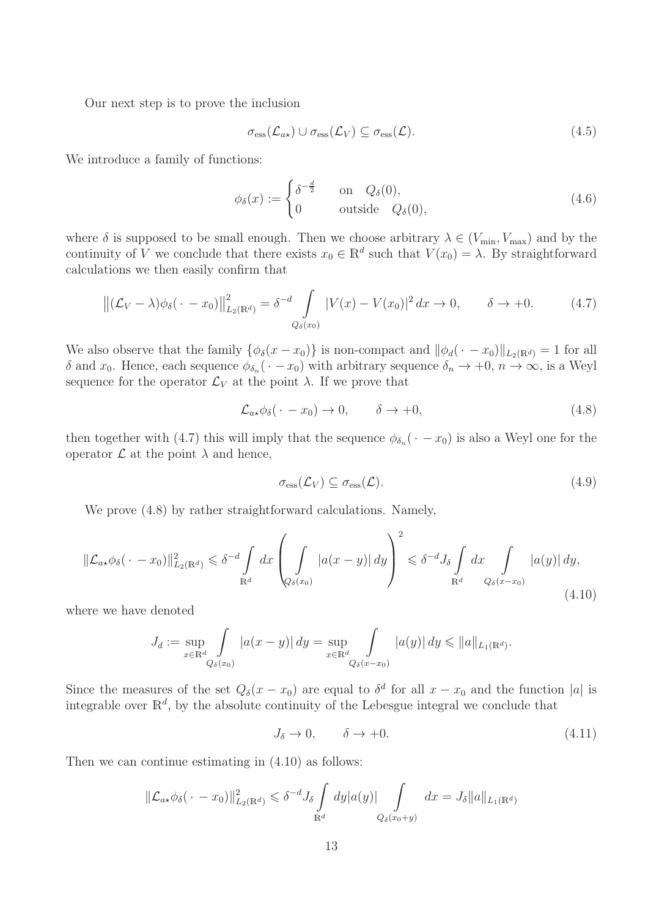Our next step is to prove the inclusion

$$\sigma_{\mathrm{ess}}(\mathcal{L}_{a\star}) \cup \sigma_{\mathrm{ess}}(\mathcal{L}_V) \subseteq \sigma_{\mathrm{ess}}(\mathcal{L}). \tag{4.5}$$

We introduce a family of functions:

$$\phi_\delta(x) := \begin{cases} \delta^{-\frac{d}{2}} & \text{on} \quad Q_\delta(0), \\ 0 & \text{outside} \quad Q_\delta(0), \end{cases} \tag{4.6}$$

where $\delta$ is supposed to be small enough. Then we choose arbitrary $\lambda \in (V_{\min}, V_{\max})$ and by the continuity of $V$ we conclude that there exists $x_0 \in \mathbb{R}^d$ such that $V(x_0) = \lambda$. By straightforward calculations we then easily confirm that

$$\left\|(\mathcal{L}_V - \lambda)\phi_\delta(\,\cdot\, - x_0)\right\|^2_{L_2(\mathbb{R}^d)} = \delta^{-d} \int\limits_{Q_\delta(x_0)} |V(x) - V(x_0)|^2 \, dx \to 0, \qquad \delta \to +0. \tag{4.7}$$

We also observe that the family $\{\phi_\delta(x - x_0)\}$ is non-compact and $\|\phi_d(\,\cdot\, - x_0)\|_{L_2(\mathbb{R}^d)} = 1$ for all $\delta$ and $x_0$. Hence, each sequence $\phi_{\delta_n}(\,\cdot\, - x_0)$ with arbitrary sequence $\delta_n \to +0$, $n \to \infty$, is a Weyl sequence for the operator $\mathcal{L}_V$ at the point $\lambda$. If we prove that

$$\mathcal{L}_{a\star}\phi_\delta(\,\cdot\, - x_0) \to 0, \qquad \delta \to +0, \tag{4.8}$$

then together with (4.7) this will imply that the sequence $\phi_{\delta_n}(\,\cdot\, - x_0)$ is also a Weyl one for the operator $\mathcal{L}$ at the point $\lambda$ and hence,

$$\sigma_{\mathrm{ess}}(\mathcal{L}_V) \subseteq \sigma_{\mathrm{ess}}(\mathcal{L}). \tag{4.9}$$

We prove (4.8) by rather straightforward calculations. Namely,

$$\|\mathcal{L}_{a\star}\phi_\delta(\,\cdot\, - x_0)\|^2_{L_2(\mathbb{R}^d)} \leqslant \delta^{-d} \int\limits_{\mathbb{R}^d} dx \left( \int\limits_{Q_\delta(x_0)} |a(x-y)| \, dy \right)^2 \leqslant \delta^{-d} J_\delta \int\limits_{\mathbb{R}^d} dx \int\limits_{Q_\delta(x - x_0)} |a(y)| \, dy, \tag{4.10}$$

where we have denoted

$$J_d := \sup_{x \in \mathbb{R}^d} \int\limits_{Q_\delta(x_0)} |a(x-y)| \, dy = \sup_{x \in \mathbb{R}^d} \int\limits_{Q_\delta(x - x_0)} |a(y)| \, dy \leqslant \|a\|_{L_1(\mathbb{R}^d)}.$$

Since the measures of the set $Q_\delta(x - x_0)$ are equal to $\delta^d$ for all $x - x_0$ and the function $|a|$ is integrable over $\mathbb{R}^d$, by the absolute continuity of the Lebesgue integral we conclude that

$$J_\delta \to 0, \qquad \delta \to +0. \tag{4.11}$$

Then we can continue estimating in (4.10) as follows:

$$\|\mathcal{L}_{a\star}\phi_\delta(\,\cdot\, - x_0)\|^2_{L_2(\mathbb{R}^d)} \leqslant \delta^{-d} J_\delta \int\limits_{\mathbb{R}^d} dy |a(y)| \int\limits_{Q_\delta(x_0 + y)} dx = J_\delta \|a\|_{L_1(\mathbb{R}^d)}$$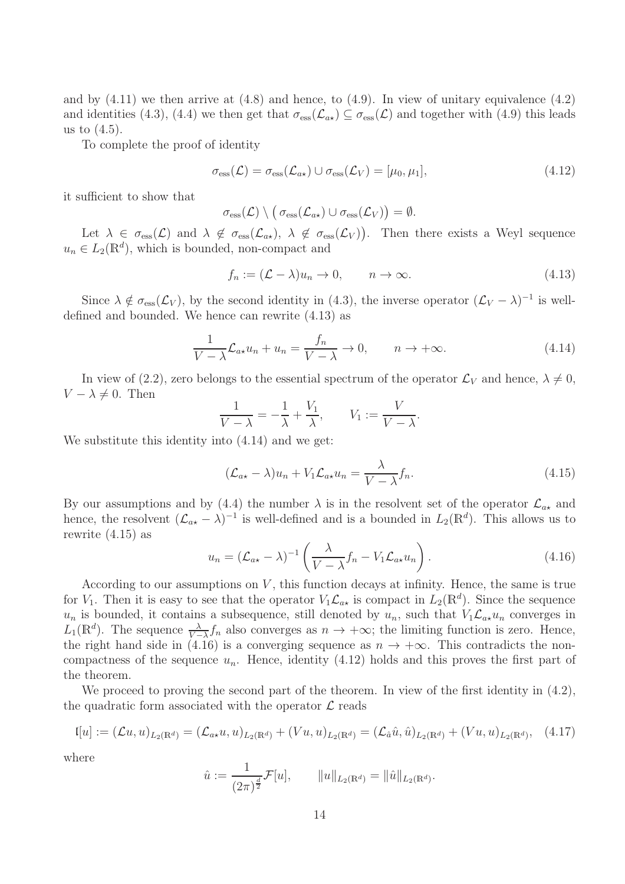and by (4.11) we then arrive at (4.8) and hence, to (4.9). In view of unitary equivalence (4.2) and identities (4.3), (4.4) we then get that $\sigma_{\mathrm{ess}}(\mathcal{L}_{a\star}) \subseteq \sigma_{\mathrm{ess}}(\mathcal{L})$ and together with (4.9) this leads us to (4.5).

To complete the proof of identity

$$\sigma_{\mathrm{ess}}(\mathcal{L}) = \sigma_{\mathrm{ess}}(\mathcal{L}_{a\star}) \cup \sigma_{\mathrm{ess}}(\mathcal{L}_V) = [\mu_0, \mu_1], \tag{4.12}$$

it sufficient to show that

$$\sigma_{\mathrm{ess}}(\mathcal{L}) \setminus \big(\sigma_{\mathrm{ess}}(\mathcal{L}_{a\star}) \cup \sigma_{\mathrm{ess}}(\mathcal{L}_V)\big) = \emptyset.$$

Let $\lambda \in \sigma_{\mathrm{ess}}(\mathcal{L})$ and $\lambda \notin \sigma_{\mathrm{ess}}(\mathcal{L}_{a\star})$, $\lambda \notin \sigma_{\mathrm{ess}}(\mathcal{L}_V)\big)$. Then there exists a Weyl sequence $u_n \in L_2(\mathbb{R}^d)$, which is bounded, non-compact and

$$f_n := (\mathcal{L} - \lambda)u_n \to 0, \qquad n \to \infty. \tag{4.13}$$

Since $\lambda \notin \sigma_{\mathrm{ess}}(\mathcal{L}_V)$, by the second identity in (4.3), the inverse operator $(\mathcal{L}_V - \lambda)^{-1}$ is well-defined and bounded. We hence can rewrite (4.13) as

$$\frac{1}{V - \lambda}\mathcal{L}_{a\star}u_n + u_n = \frac{f_n}{V - \lambda} \to 0, \qquad n \to +\infty. \tag{4.14}$$

In view of (2.2), zero belongs to the essential spectrum of the operator $\mathcal{L}_V$ and hence, $\lambda \neq 0$, $V - \lambda \neq 0$. Then

$$\frac{1}{V - \lambda} = -\frac{1}{\lambda} + \frac{V_1}{\lambda}, \qquad V_1 := \frac{V}{V - \lambda}.$$

We substitute this identity into (4.14) and we get:

$$(\mathcal{L}_{a\star} - \lambda)u_n + V_1\mathcal{L}_{a\star}u_n = \frac{\lambda}{V - \lambda}f_n. \tag{4.15}$$

By our assumptions and by (4.4) the number $\lambda$ is in the resolvent set of the operator $\mathcal{L}_{a\star}$ and hence, the resolvent $(\mathcal{L}_{a\star} - \lambda)^{-1}$ is well-defined and is a bounded in $L_2(\mathbb{R}^d)$. This allows us to rewrite (4.15) as

$$u_n = (\mathcal{L}_{a\star} - \lambda)^{-1}\left(\frac{\lambda}{V - \lambda}f_n - V_1\mathcal{L}_{a\star}u_n\right). \tag{4.16}$$

According to our assumptions on $V$, this function decays at infinity. Hence, the same is true for $V_1$. Then it is easy to see that the operator $V_1\mathcal{L}_{a\star}$ is compact in $L_2(\mathbb{R}^d)$. Since the sequence $u_n$ is bounded, it contains a subsequence, still denoted by $u_n$, such that $V_1\mathcal{L}_{a\star}u_n$ converges in $L_1(\mathbb{R}^d)$. The sequence $\frac{\lambda}{V-\lambda}f_n$ also converges as $n \to +\infty$; the limiting function is zero. Hence, the right hand side in (4.16) is a converging sequence as $n \to +\infty$. This contradicts the non-compactness of the sequence $u_n$. Hence, identity (4.12) holds and this proves the first part of the theorem.

We proceed to proving the second part of the theorem. In view of the first identity in (4.2), the quadratic form associated with the operator $\mathcal{L}$ reads

$$\mathfrak{l}[u] := (\mathcal{L}u, u)_{L_2(\mathbb{R}^d)} = (\mathcal{L}_{a\star}u, u)_{L_2(\mathbb{R}^d)} + (Vu, u)_{L_2(\mathbb{R}^d)} = (\mathcal{L}_{\hat{a}}\hat{u}, \hat{u})_{L_2(\mathbb{R}^d)} + (Vu, u)_{L_2(\mathbb{R}^d)}, \tag{4.17}$$

where

$$\hat{u} := \frac{1}{(2\pi)^{\frac{d}{2}}}\mathcal{F}[u], \qquad \|u\|_{L_2(\mathbb{R}^d)} = \|\hat{u}\|_{L_2(\mathbb{R}^d)}.$$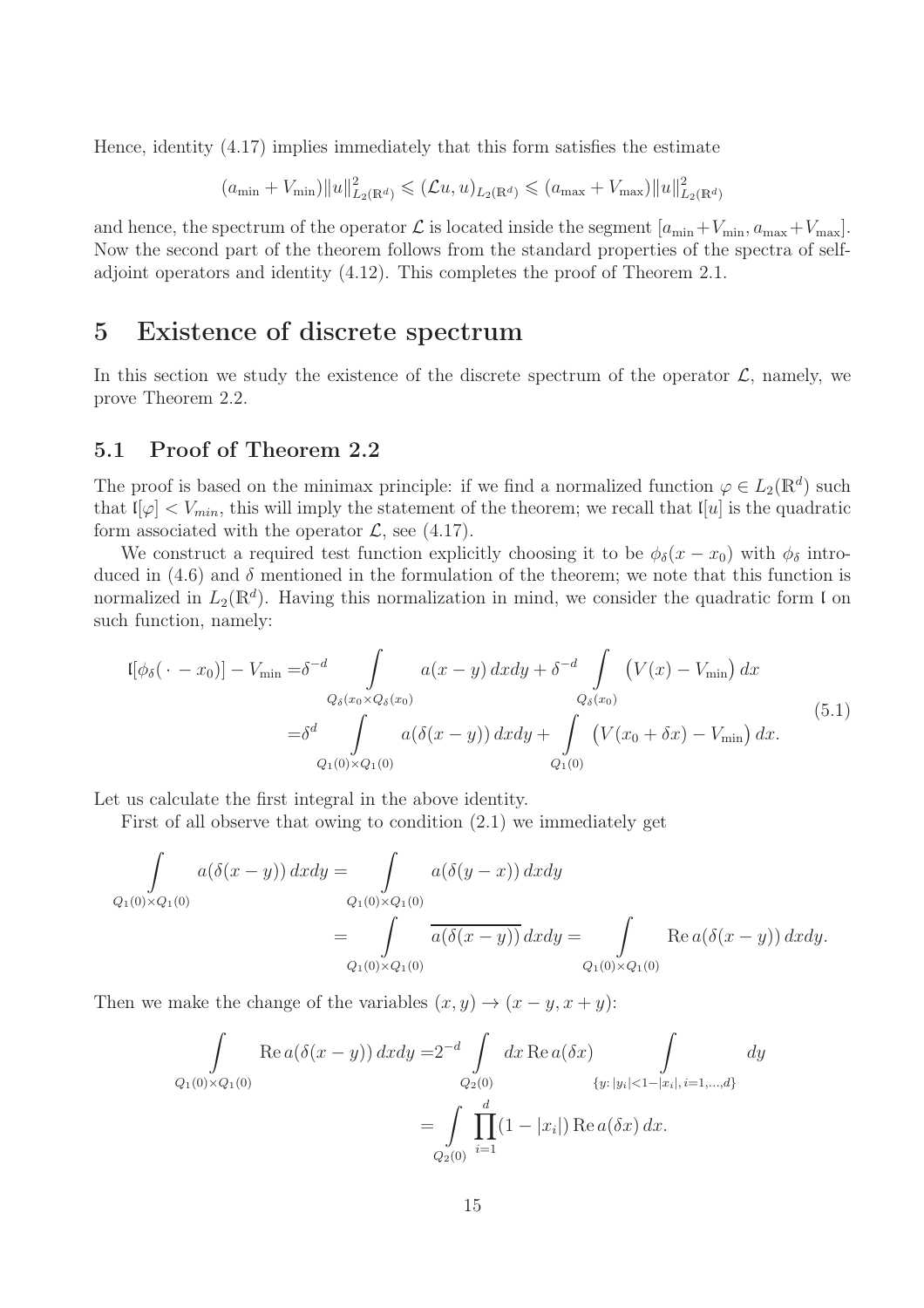Hence, identity (4.17) implies immediately that this form satisfies the estimate

$$(a_{\min} + V_{\min})\|u\|^2_{L_2(\mathbb{R}^d)} \leqslant (\mathcal{L}u, u)_{L_2(\mathbb{R}^d)} \leqslant (a_{\max} + V_{\max})\|u\|^2_{L_2(\mathbb{R}^d)}$$

and hence, the spectrum of the operator $\mathcal{L}$ is located inside the segment $[a_{\min}+V_{\min}, a_{\max}+V_{\max}]$. Now the second part of the theorem follows from the standard properties of the spectra of self-adjoint operators and identity (4.12). This completes the proof of Theorem 2.1.

# 5 Existence of discrete spectrum

In this section we study the existence of the discrete spectrum of the operator $\mathcal{L}$, namely, we prove Theorem 2.2.

## 5.1 Proof of Theorem 2.2

The proof is based on the minimax principle: if we find a normalized function $\varphi \in L_2(\mathbb{R}^d)$ such that $\mathfrak{l}[\varphi] < V_{min}$, this will imply the statement of the theorem; we recall that $\mathfrak{l}[u]$ is the quadratic form associated with the operator $\mathcal{L}$, see (4.17).

We construct a required test function explicitly choosing it to be $\phi_\delta(x - x_0)$ with $\phi_\delta$ introduced in (4.6) and $\delta$ mentioned in the formulation of the theorem; we note that this function is normalized in $L_2(\mathbb{R}^d)$. Having this normalization in mind, we consider the quadratic form $\mathfrak{l}$ on such function, namely:

$$\begin{aligned}
\mathfrak{l}[\phi_\delta(\,\cdot\, - x_0)] - V_{\min} =& \delta^{-d} \int\limits_{Q_\delta(x_0 \times Q_\delta(x_0)} a(x-y)\,dxdy + \delta^{-d} \int\limits_{Q_\delta(x_0)} \big(V(x) - V_{\min}\big)\,dx \\
=& \delta^d \int\limits_{Q_1(0)\times Q_1(0)} a(\delta(x-y))\,dxdy + \int\limits_{Q_1(0)} \big(V(x_0+\delta x) - V_{\min}\big)\,dx.
\end{aligned} \tag{5.1}$$

Let us calculate the first integral in the above identity.

First of all observe that owing to condition (2.1) we immediately get

$$\begin{aligned}
\int\limits_{Q_1(0)\times Q_1(0)} a(\delta(x-y))\,dxdy =& \int\limits_{Q_1(0)\times Q_1(0)} a(\delta(y-x))\,dxdy \\
=& \int\limits_{Q_1(0)\times Q_1(0)} \overline{a(\delta(x-y))}\,dxdy = \int\limits_{Q_1(0)\times Q_1(0)} \operatorname{Re} a(\delta(x-y))\,dxdy.
\end{aligned}$$

Then we make the change of the variables $(x, y) \to (x - y, x + y)$:

$$\begin{aligned}
\int\limits_{Q_1(0)\times Q_1(0)} \operatorname{Re} a(\delta(x-y))\,dxdy =& 2^{-d} \int\limits_{Q_2(0)} dx \operatorname{Re} a(\delta x) \int\limits_{\{y:\,|y_i|<1-|x_i|,\,i=1,\ldots,d\}} dy \\
=& \int\limits_{Q_2(0)} \prod_{i=1}^{d} (1 - |x_i|) \operatorname{Re} a(\delta x)\,dx.
\end{aligned}$$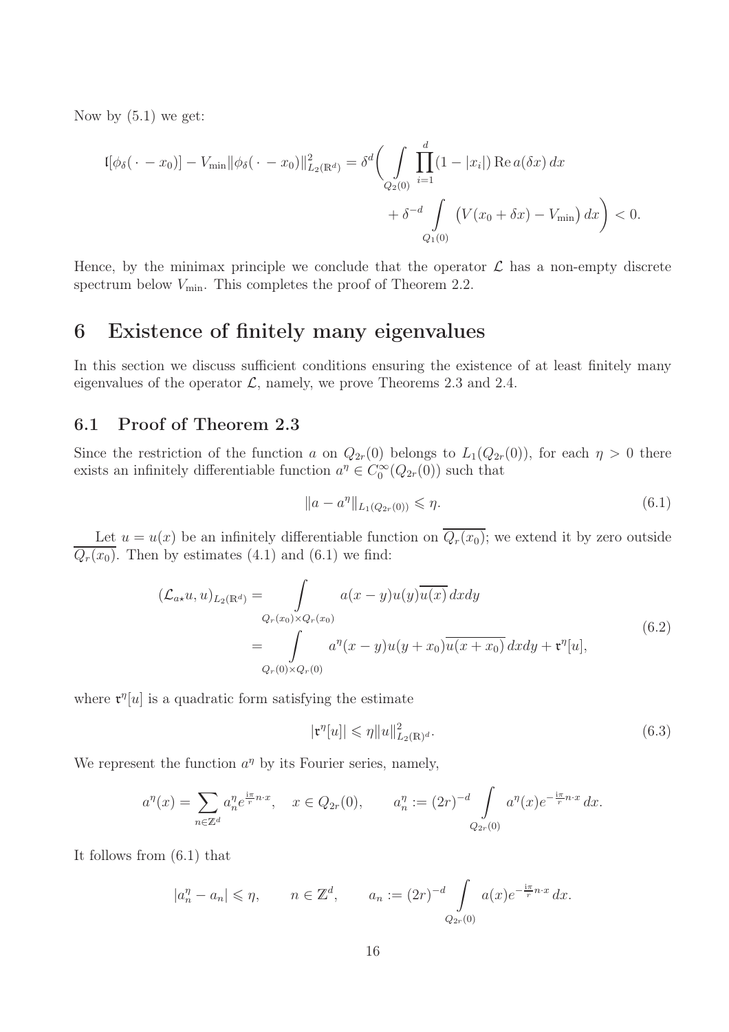Now by (5.1) we get:

$$
\mathfrak{l}[\phi_\delta(\,\cdot\,-x_0)] - V_{\min}\|\phi_\delta(\,\cdot\,-x_0)\|^2_{L_2(\mathbb{R}^d)} = \delta^d\Bigg( \int\limits_{Q_2(0)} \prod_{i=1}^{d}(1-|x_i|)\operatorname{Re} a(\delta x)\,dx + \delta^{-d}\int\limits_{Q_1(0)} \big(V(x_0+\delta x)-V_{\min}\big)\,dx\Bigg) < 0.
$$

Hence, by the minimax principle we conclude that the operator $\mathcal{L}$ has a non-empty discrete spectrum below $V_{\min}$. This completes the proof of Theorem 2.2.

# 6 Existence of finitely many eigenvalues

In this section we discuss sufficient conditions ensuring the existence of at least finitely many eigenvalues of the operator $\mathcal{L}$, namely, we prove Theorems 2.3 and 2.4.

## 6.1 Proof of Theorem 2.3

Since the restriction of the function $a$ on $Q_{2r}(0)$ belongs to $L_1(Q_{2r}(0))$, for each $\eta > 0$ there exists an infinitely differentiable function $a^\eta \in C_0^\infty(Q_{2r}(0))$ such that

$$
\|a - a^\eta\|_{L_1(Q_{2r}(0))} \leqslant \eta. \tag{6.1}
$$

Let $u = u(x)$ be an infinitely differentiable function on $\overline{Q_r(x_0)}$; we extend it by zero outside $\overline{Q_r(x_0)}$. Then by estimates (4.1) and (6.1) we find:

$$
\begin{aligned}
(\mathcal{L}_{a\star}u,u)_{L_2(\mathbb{R}^d)} &= \int\limits_{Q_r(x_0)\times Q_r(x_0)} a(x-y)u(y)\overline{u(x)}\,dxdy \\
&= \int\limits_{Q_r(0)\times Q_r(0)} a^\eta(x-y)u(y+x_0)\overline{u(x+x_0)}\,dxdy + \mathfrak{r}^\eta[u],
\end{aligned}
\tag{6.2}
$$

where $\mathfrak{r}^\eta[u]$ is a quadratic form satisfying the estimate

$$
|\mathfrak{r}^\eta[u]| \leqslant \eta\|u\|^2_{L_2(\mathbb{R})^d}. \tag{6.3}
$$

We represent the function $a^\eta$ by its Fourier series, namely,

$$
a^\eta(x) = \sum_{n\in\mathbb{Z}^d} a_n^\eta e^{\frac{\mathrm{i}\pi}{r}n\cdot x}, \quad x \in Q_{2r}(0), \qquad a_n^\eta := (2r)^{-d}\int\limits_{Q_{2r}(0)} a^\eta(x)e^{-\frac{\mathrm{i}\pi}{r}n\cdot x}\,dx.
$$

It follows from (6.1) that

$$
|a_n^\eta - a_n| \leqslant \eta, \qquad n\in\mathbb{Z}^d, \qquad a_n := (2r)^{-d}\int\limits_{Q_{2r}(0)} a(x)e^{-\frac{\mathrm{i}\pi}{r}n\cdot x}\,dx.
$$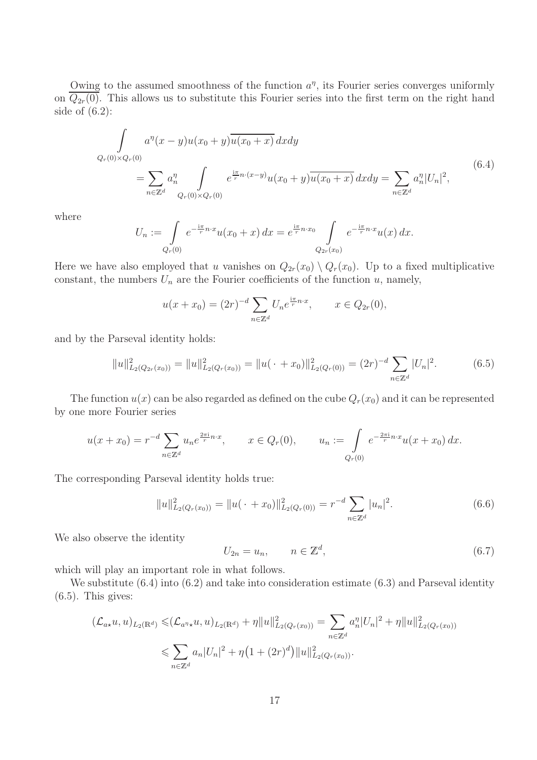Owing to the assumed smoothness of the function $a^\eta$, its Fourier series converges uniformly on $\overline{Q_{2r}(0)}$. This allows us to substitute this Fourier series into the first term on the right hand side of (6.2):

$$
\begin{aligned}
&\int\limits_{Q_r(0)\times Q_r(0)} a^\eta(x-y)u(x_0+y)\overline{u(x_0+x)}\,dxdy \\
&\qquad= \sum_{n\in\mathbb{Z}^d} a_n^\eta \int\limits_{Q_r(0)\times Q_r(0)} e^{\frac{\mathrm{i}\pi}{r}n\cdot(x-y)}u(x_0+y)\overline{u(x_0+x)}\,dxdy = \sum_{n\in\mathbb{Z}^d} a_n^\eta |U_n|^2,
\end{aligned}
\tag{6.4}
$$

where

$$
U_n := \int\limits_{Q_r(0)} e^{-\frac{\mathrm{i}\pi}{r}n\cdot x}u(x_0+x)\,dx = e^{\frac{\mathrm{i}\pi}{r}n\cdot x_0}\int\limits_{Q_{2r}(x_0)} e^{-\frac{\mathrm{i}\pi}{r}n\cdot x}u(x)\,dx.
$$

Here we have also employed that $u$ vanishes on $Q_{2r}(x_0)\setminus Q_r(x_0)$. Up to a fixed multiplicative constant, the numbers $U_n$ are the Fourier coefficients of the function $u$, namely,

$$
u(x+x_0) = (2r)^{-d}\sum_{n\in\mathbb{Z}^d} U_n e^{\frac{\mathrm{i}\pi}{r}n\cdot x}, \qquad x\in Q_{2r}(0),
$$

and by the Parseval identity holds:

$$
\|u\|^2_{L_2(Q_{2r}(x_0))} = \|u\|^2_{L_2(Q_r(x_0))} = \|u(\,\cdot\,+x_0)\|^2_{L_2(Q_r(0))} = (2r)^{-d}\sum_{n\in\mathbb{Z}^d}|U_n|^2. \tag{6.5}
$$

The function $u(x)$ can be also regarded as defined on the cube $Q_r(x_0)$ and it can be represented by one more Fourier series

$$
u(x+x_0) = r^{-d}\sum_{n\in\mathbb{Z}^d} u_n e^{\frac{2\pi\mathrm{i}}{r}n\cdot x}, \qquad x\in Q_r(0), \qquad u_n := \int\limits_{Q_r(0)} e^{-\frac{2\pi\mathrm{i}}{r}n\cdot x}u(x+x_0)\,dx.
$$

The corresponding Parseval identity holds true:

$$
\|u\|^2_{L_2(Q_r(x_0))} = \|u(\,\cdot\,+x_0)\|^2_{L_2(Q_r(0))} = r^{-d}\sum_{n\in\mathbb{Z}^d}|u_n|^2. \tag{6.6}
$$

We also observe the identity

$$
U_{2n} = u_n, \qquad n\in\mathbb{Z}^d, \tag{6.7}
$$

which will play an important role in what follows.

We substitute (6.4) into (6.2) and take into consideration estimate (6.3) and Parseval identity (6.5). This gives:

$$
\begin{aligned}
(\mathcal{L}_{a\star}u,u)_{L_2(\mathbb{R}^d)} &\leqslant (\mathcal{L}_{a^\eta\star}u,u)_{L_2(\mathbb{R}^d)} + \eta\|u\|^2_{L_2(Q_r(x_0))} = \sum_{n\in\mathbb{Z}^d} a_n^\eta|U_n|^2 + \eta\|u\|^2_{L_2(Q_r(x_0))} \\
&\leqslant \sum_{n\in\mathbb{Z}^d} a_n|U_n|^2 + \eta\big(1+(2r)^d\big)\|u\|^2_{L_2(Q_r(x_0))}.
\end{aligned}
$$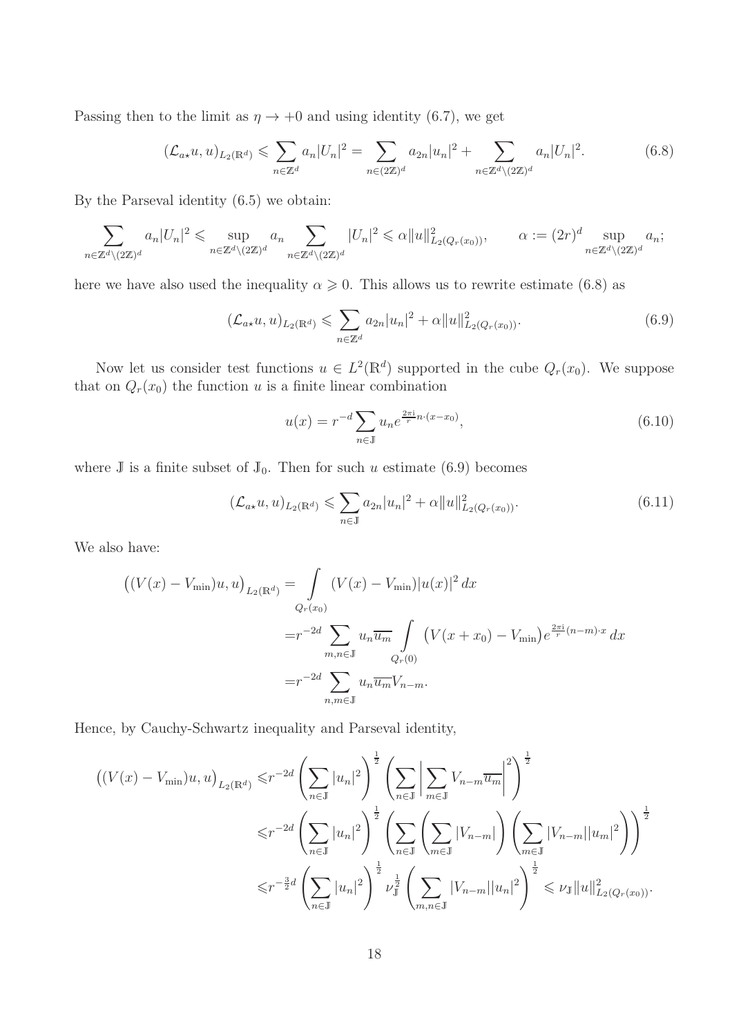Passing then to the limit as $\eta \to +0$ and using identity (6.7), we get

$$(\mathcal{L}_{a\star} u, u)_{L_2(\mathbb{R}^d)} \leqslant \sum_{n\in\mathbb{Z}^d} a_n |U_n|^2 = \sum_{n\in(2\mathbb{Z})^d} a_{2n}|u_n|^2 + \sum_{n\in\mathbb{Z}^d\setminus(2\mathbb{Z})^d} a_n|U_n|^2. \tag{6.8}$$

By the Parseval identity (6.5) we obtain:

$$\sum_{n\in\mathbb{Z}^d\setminus(2\mathbb{Z})^d} a_n|U_n|^2 \leqslant \sup_{n\in\mathbb{Z}^d\setminus(2\mathbb{Z})^d} a_n \sum_{n\in\mathbb{Z}^d\setminus(2\mathbb{Z})^d} |U_n|^2 \leqslant \alpha\|u\|^2_{L_2(Q_r(x_0))}, \qquad \alpha := (2r)^d \sup_{n\in\mathbb{Z}^d\setminus(2\mathbb{Z})^d} a_n;$$

here we have also used the inequality $\alpha \geqslant 0$. This allows us to rewrite estimate (6.8) as

$$(\mathcal{L}_{a\star} u, u)_{L_2(\mathbb{R}^d)} \leqslant \sum_{n\in\mathbb{Z}^d} a_{2n}|u_n|^2 + \alpha\|u\|^2_{L_2(Q_r(x_0))}. \tag{6.9}$$

Now let us consider test functions $u \in L^2(\mathbb{R}^d)$ supported in the cube $Q_r(x_0)$. We suppose that on $Q_r(x_0)$ the function $u$ is a finite linear combination

$$u(x) = r^{-d}\sum_{n\in\mathbb{J}} u_n e^{\frac{2\pi\mathrm{i}}{r} n\cdot(x-x_0)}, \tag{6.10}$$

where $\mathbb{J}$ is a finite subset of $\mathbb{J}_0$. Then for such $u$ estimate (6.9) becomes

$$(\mathcal{L}_{a\star} u, u)_{L_2(\mathbb{R}^d)} \leqslant \sum_{n\in\mathbb{J}} a_{2n}|u_n|^2 + \alpha\|u\|^2_{L_2(Q_r(x_0))}. \tag{6.11}$$

We also have:

$$\begin{aligned}
\big((V(x)-V_{\min})u, u\big)_{L_2(\mathbb{R}^d)} &= \int\limits_{Q_r(x_0)} (V(x)-V_{\min})|u(x)|^2\,dx \\
&= r^{-2d}\sum_{m,n\in\mathbb{J}} u_n\overline{u_m} \int\limits_{Q_r(0)} \big(V(x+x_0)-V_{\min}\big) e^{\frac{2\pi\mathrm{i}}{r}(n-m)\cdot x}\,dx \\
&= r^{-2d}\sum_{n,m\in\mathbb{J}} u_n\overline{u_m} V_{n-m}.
\end{aligned}$$

Hence, by Cauchy-Schwartz inequality and Parseval identity,

$$\begin{aligned}
\big((V(x)-V_{\min})u, u\big)_{L_2(\mathbb{R}^d)} \leqslant & r^{-2d}\left(\sum_{n\in\mathbb{J}}|u_n|^2\right)^{\frac{1}{2}} \left(\sum_{n\in\mathbb{J}}\Big|\sum_{m\in\mathbb{J}} V_{n-m}\overline{u_m}\Big|^2\right)^{\frac{1}{2}} \\
\leqslant & r^{-2d}\left(\sum_{n\in\mathbb{J}}|u_n|^2\right)^{\frac{1}{2}} \left(\sum_{n\in\mathbb{J}}\left(\sum_{m\in\mathbb{J}}|V_{n-m}|\right)\left(\sum_{m\in\mathbb{J}}|V_{n-m}||u_m|^2\right)\right)^{\frac{1}{2}} \\
\leqslant & r^{-\frac{3}{2}d}\left(\sum_{n\in\mathbb{J}}|u_n|^2\right)^{\frac{1}{2}} \nu_{\mathbb{J}}^{\frac{1}{2}} \left(\sum_{m,n\in\mathbb{J}}|V_{n-m}||u_n|^2\right)^{\frac{1}{2}} \leqslant \nu_{\mathbb{J}}\|u\|^2_{L_2(Q_r(x_0))}.
\end{aligned}$$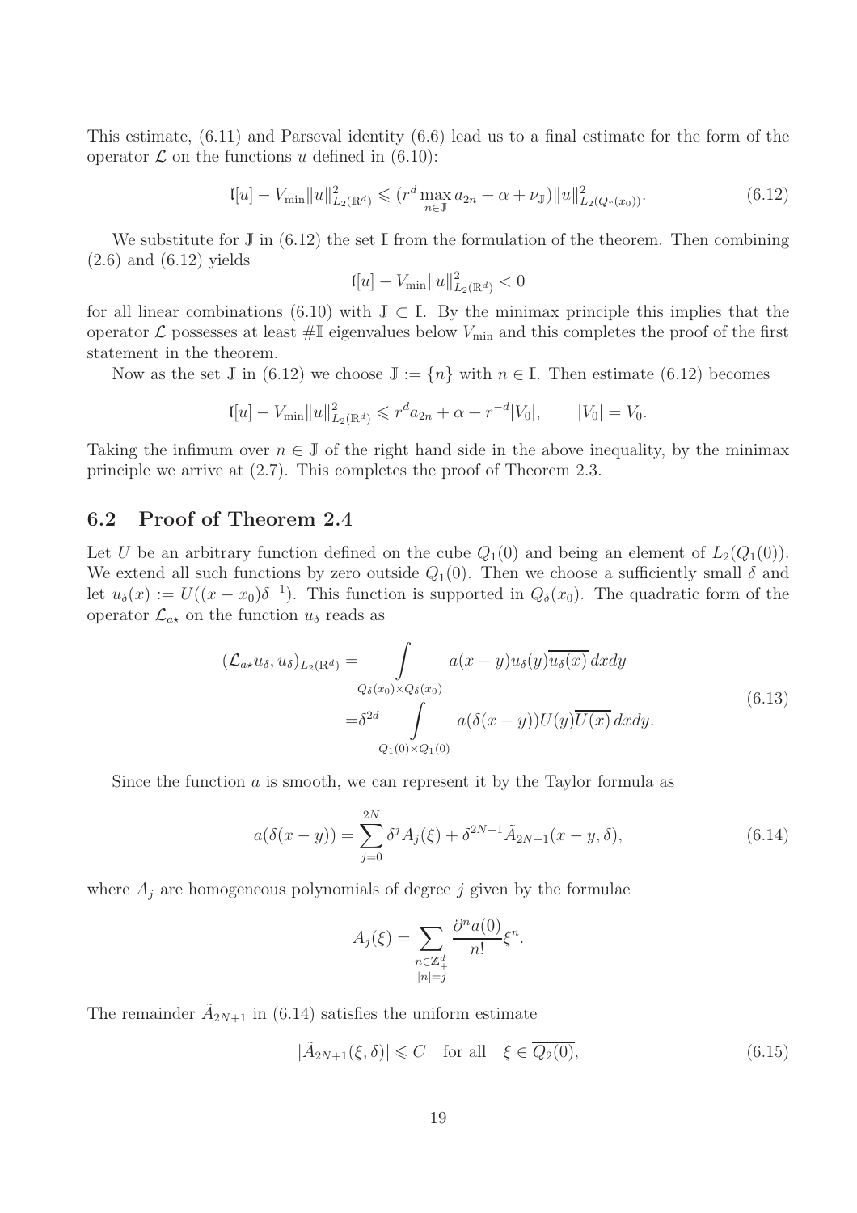This estimate, (6.11) and Parseval identity (6.6) lead us to a final estimate for the form of the operator $\mathcal{L}$ on the functions $u$ defined in (6.10):

$$\mathfrak{l}[u] - V_{\min}\|u\|^2_{L_2(\mathbb{R}^d)} \leqslant (r^d \max_{n\in\mathbb{J}} a_{2n} + \alpha + \nu_{\mathbb{J}})\|u\|^2_{L_2(Q_r(x_0))}. \tag{6.12}$$

We substitute for $\mathbb{J}$ in (6.12) the set $\mathbb{I}$ from the formulation of the theorem. Then combining (2.6) and (6.12) yields

$$\mathfrak{l}[u] - V_{\min}\|u\|^2_{L_2(\mathbb{R}^d)} < 0$$

for all linear combinations (6.10) with $\mathbb{J} \subset \mathbb{I}$. By the minimax principle this implies that the operator $\mathcal{L}$ possesses at least $\#\mathbb{I}$ eigenvalues below $V_{\min}$ and this completes the proof of the first statement in the theorem.

Now as the set $\mathbb{J}$ in (6.12) we choose $\mathbb{J} := \{n\}$ with $n \in \mathbb{I}$. Then estimate (6.12) becomes

$$\mathfrak{l}[u] - V_{\min}\|u\|^2_{L_2(\mathbb{R}^d)} \leqslant r^d a_{2n} + \alpha + r^{-d}|V_0|, \qquad |V_0| = V_0.$$

Taking the infimum over $n \in \mathbb{J}$ of the right hand side in the above inequality, by the minimax principle we arrive at (2.7). This completes the proof of Theorem 2.3.

## 6.2 Proof of Theorem 2.4

Let $U$ be an arbitrary function defined on the cube $Q_1(0)$ and being an element of $L_2(Q_1(0))$. We extend all such functions by zero outside $Q_1(0)$. Then we choose a sufficiently small $\delta$ and let $u_\delta(x) := U((x-x_0)\delta^{-1})$. This function is supported in $Q_\delta(x_0)$. The quadratic form of the operator $\mathcal{L}_{a\star}$ on the function $u_\delta$ reads as

$$\begin{aligned}
(\mathcal{L}_{a\star}u_\delta, u_\delta)_{L_2(\mathbb{R}^d)} =& \int\limits_{Q_\delta(x_0)\times Q_\delta(x_0)} a(x-y)u_\delta(y)\overline{u_\delta(x)}\,dxdy \\
=&\delta^{2d} \int\limits_{Q_1(0)\times Q_1(0)} a(\delta(x-y))U(y)\overline{U(x)}\,dxdy.
\end{aligned} \tag{6.13}$$

Since the function $a$ is smooth, we can represent it by the Taylor formula as

$$a(\delta(x-y)) = \sum_{j=0}^{2N} \delta^j A_j(\xi) + \delta^{2N+1}\tilde{A}_{2N+1}(x-y,\delta), \tag{6.14}$$

where $A_j$ are homogeneous polynomials of degree $j$ given by the formulae

$$A_j(\xi) = \sum_{\substack{n\in\mathbb{Z}^d_+\\ |n|=j}} \frac{\partial^n a(0)}{n!}\xi^n.$$

The remainder $\tilde{A}_{2N+1}$ in (6.14) satisfies the uniform estimate

$$|\tilde{A}_{2N+1}(\xi,\delta)| \leqslant C \quad \text{for all} \quad \xi \in \overline{Q_2(0)}, \tag{6.15}$$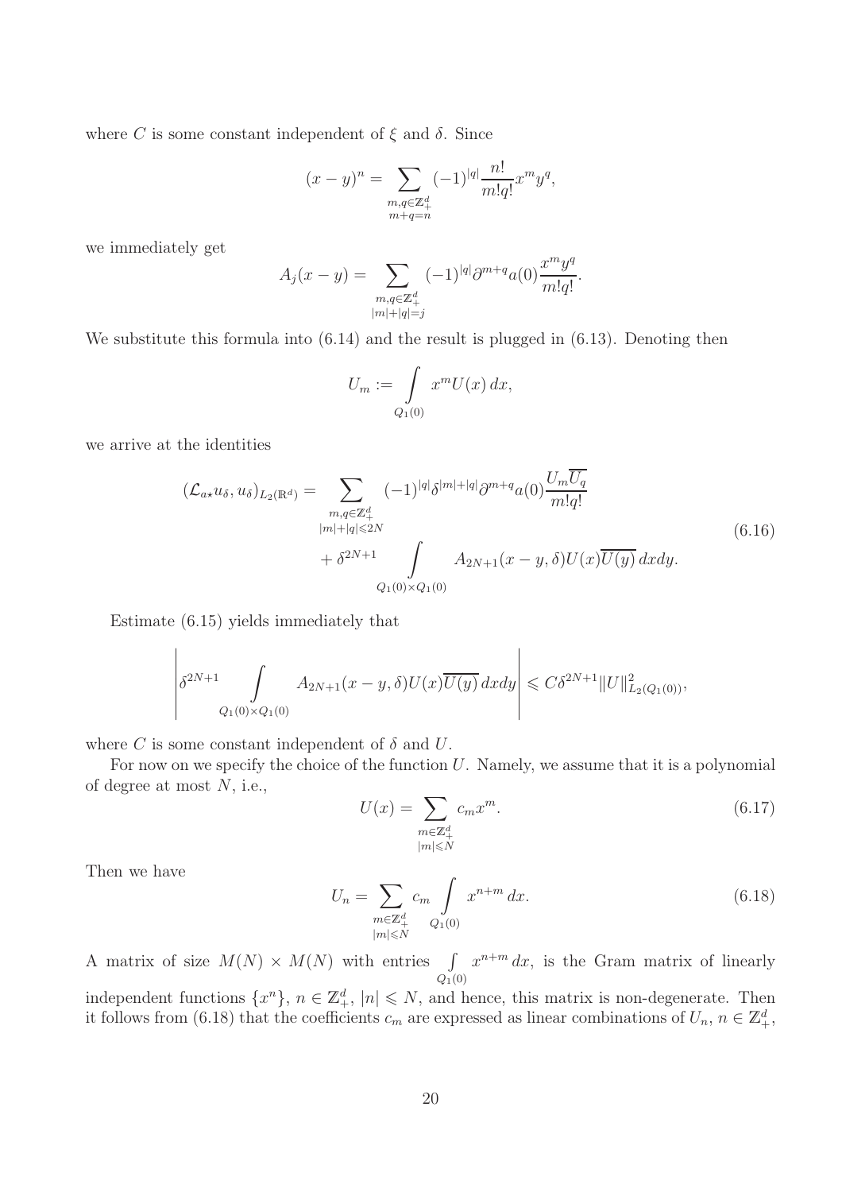where $C$ is some constant independent of $\xi$ and $\delta$. Since

$$(x-y)^n = \sum_{\substack{m,q\in\mathbb{Z}_+^d\\ m+q=n}} (-1)^{|q|}\frac{n!}{m!q!}x^m y^q,$$

we immediately get

$$A_j(x-y) = \sum_{\substack{m,q\in\mathbb{Z}_+^d\\ |m|+|q|=j}} (-1)^{|q|}\partial^{m+q}a(0)\frac{x^m y^q}{m!q!}.$$

We substitute this formula into (6.14) and the result is plugged in (6.13). Denoting then

$$U_m := \int\limits_{Q_1(0)} x^m U(x)\,dx,$$

we arrive at the identities

$$\begin{aligned}(\mathcal{L}_{a\star}u_\delta,u_\delta)_{L_2(\mathbb{R}^d)} = &\sum_{\substack{m,q\in\mathbb{Z}_+^d\\ |m|+|q|\leqslant 2N}} (-1)^{|q|}\delta^{|m|+|q|}\partial^{m+q}a(0)\frac{U_m\overline{U_q}}{m!q!}\\ &+\delta^{2N+1}\int\limits_{Q_1(0)\times Q_1(0)} A_{2N+1}(x-y,\delta)U(x)\overline{U(y)}\,dxdy.\end{aligned} \tag{6.16}$$

Estimate (6.15) yields immediately that

$$\left|\delta^{2N+1}\int\limits_{Q_1(0)\times Q_1(0)} A_{2N+1}(x-y,\delta)U(x)\overline{U(y)}\,dxdy\right| \leqslant C\delta^{2N+1}\|U\|^2_{L_2(Q_1(0))},$$

where $C$ is some constant independent of $\delta$ and $U$.

For now on we specify the choice of the function $U$. Namely, we assume that it is a polynomial of degree at most $N$, i.e.,

$$U(x) = \sum_{\substack{m\in\mathbb{Z}_+^d\\ |m|\leqslant N}} c_m x^m. \tag{6.17}$$

Then we have

$$U_n = \sum_{\substack{m\in\mathbb{Z}_+^d\\ |m|\leqslant N}} c_m \int\limits_{Q_1(0)} x^{n+m}\,dx. \tag{6.18}$$

A matrix of size $M(N)\times M(N)$ with entries $\int\limits_{Q_1(0)} x^{n+m}\,dx$, is the Gram matrix of linearly independent functions $\{x^n\}$, $n\in\mathbb{Z}_+^d$, $|n|\leqslant N$, and hence, this matrix is non-degenerate. Then it follows from (6.18) that the coefficients $c_m$ are expressed as linear combinations of $U_n$, $n\in\mathbb{Z}_+^d$,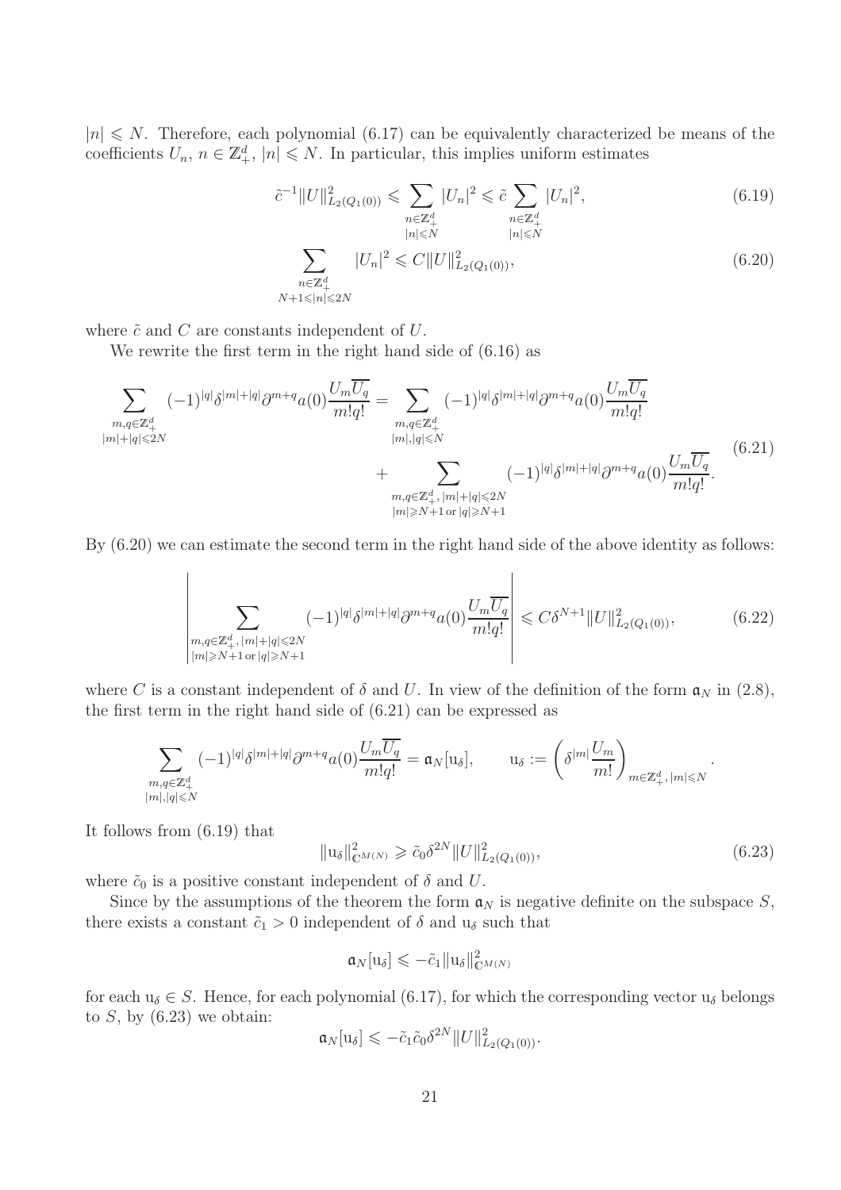$|n| \leqslant N$. Therefore, each polynomial (6.17) can be equivalently characterized be means of the coefficients $U_n$, $n \in \mathbb{Z}_+^d$, $|n| \leqslant N$. In particular, this implies uniform estimates

$$\tilde{c}^{-1}\|U\|^2_{L_2(Q_1(0))} \leqslant \sum_{\substack{n\in\mathbb{Z}_+^d\\ |n|\leqslant N}} |U_n|^2 \leqslant \tilde{c} \sum_{\substack{n\in\mathbb{Z}_+^d\\ |n|\leqslant N}} |U_n|^2, \tag{6.19}$$

$$\sum_{\substack{n\in\mathbb{Z}_+^d\\ N+1\leqslant|n|\leqslant 2N}} |U_n|^2 \leqslant C\|U\|^2_{L_2(Q_1(0))}, \tag{6.20}$$

where $\tilde{c}$ and $C$ are constants independent of $U$.

We rewrite the first term in the right hand side of (6.16) as

$$\begin{aligned}\sum_{\substack{m,q\in\mathbb{Z}_+^d\\ |m|+|q|\leqslant 2N}} (-1)^{|q|}\delta^{|m|+|q|}\partial^{m+q}a(0)\frac{U_m\overline{U_q}}{m!q!} &= \sum_{\substack{m,q\in\mathbb{Z}_+^d\\ |m|,|q|\leqslant N}} (-1)^{|q|}\delta^{|m|+|q|}\partial^{m+q}a(0)\frac{U_m\overline{U_q}}{m!q!} \\ &+ \sum_{\substack{m,q\in\mathbb{Z}_+^d,\,|m|+|q|\leqslant 2N\\ |m|\geqslant N+1\,\text{or}\,|q|\geqslant N+1}} (-1)^{|q|}\delta^{|m|+|q|}\partial^{m+q}a(0)\frac{U_m\overline{U_q}}{m!q!}.\end{aligned} \tag{6.21}$$

By (6.20) we can estimate the second term in the right hand side of the above identity as follows:

$$\left| \sum_{\substack{m,q\in\mathbb{Z}_+^d,\,|m|+|q|\leqslant 2N\\ |m|\geqslant N+1\,\text{or}\,|q|\geqslant N+1}} (-1)^{|q|}\delta^{|m|+|q|}\partial^{m+q}a(0)\frac{U_m\overline{U_q}}{m!q!} \right| \leqslant C\delta^{N+1}\|U\|^2_{L_2(Q_1(0))}, \tag{6.22}$$

where $C$ is a constant independent of $\delta$ and $U$. In view of the definition of the form $\mathfrak{a}_N$ in (2.8), the first term in the right hand side of (6.21) can be expressed as

$$\sum_{\substack{m,q\in\mathbb{Z}_+^d\\ |m|,|q|\leqslant N}} (-1)^{|q|}\delta^{|m|+|q|}\partial^{m+q}a(0)\frac{U_m\overline{U_q}}{m!q!} = \mathfrak{a}_N[\mathrm{u}_\delta], \qquad \mathrm{u}_\delta := \left(\delta^{|m|}\frac{U_m}{m!}\right)_{m\in\mathbb{Z}_+^d,\,|m|\leqslant N}.$$

It follows from (6.19) that

$$\|\mathrm{u}_\delta\|^2_{\mathbb{C}^{M(N)}} \geqslant \tilde{c}_0\delta^{2N}\|U\|^2_{L_2(Q_1(0))}, \tag{6.23}$$

where $\tilde{c}_0$ is a positive constant independent of $\delta$ and $U$.

Since by the assumptions of the theorem the form $\mathfrak{a}_N$ is negative definite on the subspace $S$, there exists a constant $\tilde{c}_1 > 0$ independent of $\delta$ and $\mathrm{u}_\delta$ such that

$$\mathfrak{a}_N[\mathrm{u}_\delta] \leqslant -\tilde{c}_1\|\mathrm{u}_\delta\|^2_{\mathbb{C}^{M(N)}}$$

for each $\mathrm{u}_\delta \in S$. Hence, for each polynomial (6.17), for which the corresponding vector $\mathrm{u}_\delta$ belongs to $S$, by (6.23) we obtain:

$$\mathfrak{a}_N[\mathrm{u}_\delta] \leqslant -\tilde{c}_1\tilde{c}_0\delta^{2N}\|U\|^2_{L_2(Q_1(0))}.$$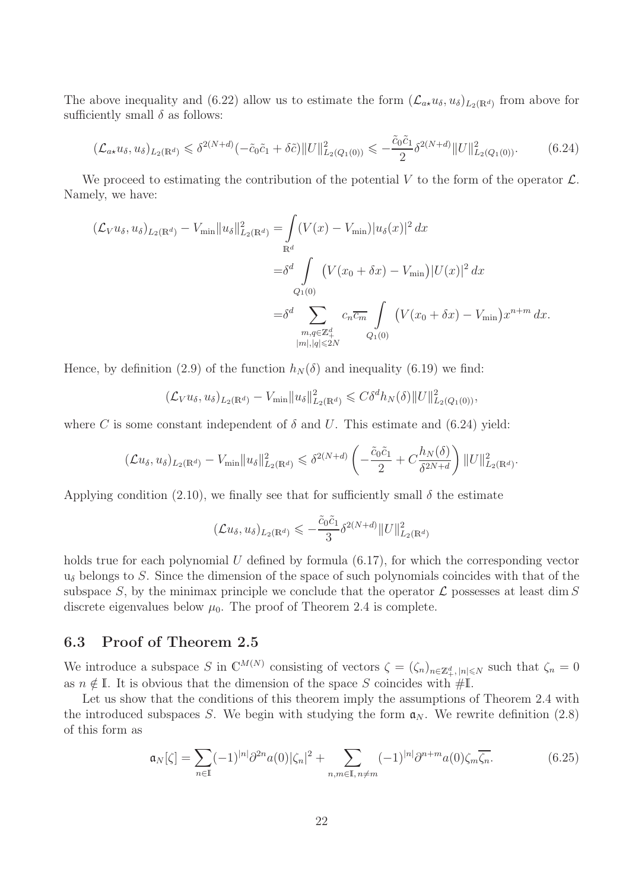The above inequality and (6.22) allow us to estimate the form $(\mathcal{L}_{a\star}u_\delta, u_\delta)_{L_2(\mathbb{R}^d)}$ from above for sufficiently small $\delta$ as follows:

$$(\mathcal{L}_{a\star}u_\delta, u_\delta)_{L_2(\mathbb{R}^d)} \leqslant \delta^{2(N+d)}(-\tilde{c}_0\tilde{c}_1 + \delta\tilde{c})\|U\|^2_{L_2(Q_1(0))} \leqslant -\frac{\tilde{c}_0\tilde{c}_1}{2}\delta^{2(N+d)}\|U\|^2_{L_2(Q_1(0))}. \tag{6.24}$$

We proceed to estimating the contribution of the potential $V$ to the form of the operator $\mathcal{L}$. Namely, we have:

$$\begin{aligned}
(\mathcal{L}_V u_\delta, u_\delta)_{L_2(\mathbb{R}^d)} - V_{\min}\|u_\delta\|^2_{L_2(\mathbb{R}^d)} =& \int\limits_{\mathbb{R}^d} (V(x) - V_{\min})|u_\delta(x)|^2\,dx \\
=&\delta^d \int\limits_{Q_1(0)} \big(V(x_0 + \delta x) - V_{\min}\big)|U(x)|^2\,dx \\
=&\delta^d \sum_{\substack{m,q\in\mathbb{Z}^d_+ \\ |m|,|q|\leqslant 2N}} c_n\overline{c_m} \int\limits_{Q_1(0)} \big(V(x_0 + \delta x) - V_{\min}\big)x^{n+m}\,dx.
\end{aligned}$$

Hence, by definition (2.9) of the function $h_N(\delta)$ and inequality (6.19) we find:

$$(\mathcal{L}_V u_\delta, u_\delta)_{L_2(\mathbb{R}^d)} - V_{\min}\|u_\delta\|^2_{L_2(\mathbb{R}^d)} \leqslant C\delta^d h_N(\delta)\|U\|^2_{L_2(Q_1(0))},$$

where $C$ is some constant independent of $\delta$ and $U$. This estimate and (6.24) yield:

$$(\mathcal{L}u_\delta, u_\delta)_{L_2(\mathbb{R}^d)} - V_{\min}\|u_\delta\|^2_{L_2(\mathbb{R}^d)} \leqslant \delta^{2(N+d)}\left(-\frac{\tilde{c}_0\tilde{c}_1}{2} + C\frac{h_N(\delta)}{\delta^{2N+d}}\right)\|U\|^2_{L_2(\mathbb{R}^d)}.$$

Applying condition (2.10), we finally see that for sufficiently small $\delta$ the estimate

$$(\mathcal{L}u_\delta, u_\delta)_{L_2(\mathbb{R}^d)} \leqslant -\frac{\tilde{c}_0\tilde{c}_1}{3}\delta^{2(N+d)}\|U\|^2_{L_2(\mathbb{R}^d)}$$

holds true for each polynomial $U$ defined by formula (6.17), for which the corresponding vector $\mathrm{u}_\delta$ belongs to $S$. Since the dimension of the space of such polynomials coincides with that of the subspace $S$, by the minimax principle we conclude that the operator $\mathcal{L}$ possesses at least $\dim S$ discrete eigenvalues below $\mu_0$. The proof of Theorem 2.4 is complete.

### 6.3 Proof of Theorem 2.5

We introduce a subspace $S$ in $\mathbb{C}^{M(N)}$ consisting of vectors $\zeta = (\zeta_n)_{n\in\mathbb{Z}^d_+,\,|n|\leqslant N}$ such that $\zeta_n = 0$ as $n \notin \mathbb{I}$. It is obvious that the dimension of the space $S$ coincides with $\#\mathbb{I}$.

Let us show that the conditions of this theorem imply the assumptions of Theorem 2.4 with the introduced subspaces $S$. We begin with studying the form $\mathfrak{a}_N$. We rewrite definition (2.8) of this form as

$$\mathfrak{a}_N[\zeta] = \sum_{n\in\mathbb{I}} (-1)^{|n|}\partial^{2n}a(0)|\zeta_n|^2 + \sum_{n,m\in\mathbb{I},\,n\neq m} (-1)^{|n|}\partial^{n+m}a(0)\zeta_m\overline{\zeta_n}. \tag{6.25}$$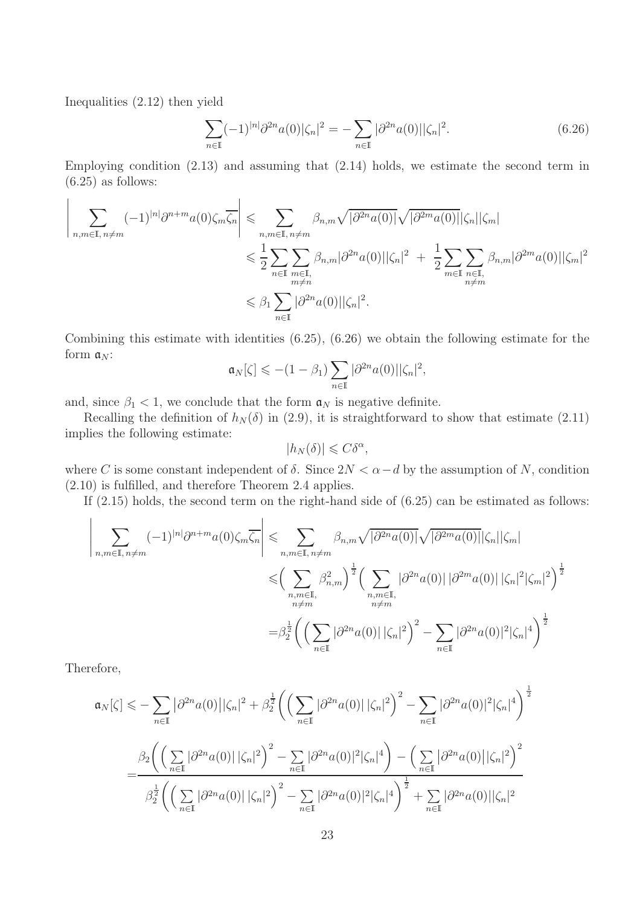Inequalities (2.12) then yield

$$\sum_{n\in\mathbb{I}}(-1)^{|n|}\partial^{2n}a(0)|\zeta_n|^2 = -\sum_{n\in\mathbb{I}}|\partial^{2n}a(0)||\zeta_n|^2. \tag{6.26}$$

Employing condition (2.13) and assuming that (2.14) holds, we estimate the second term in (6.25) as follows:

$$\begin{aligned}
\Bigg|\sum_{n,m\in\mathbb{I},\, n\neq m}(-1)^{|n|}\partial^{n+m}a(0)\zeta_m\overline{\zeta_n}\Bigg| &\leqslant \sum_{n,m\in\mathbb{I},\, n\neq m}\beta_{n,m}\sqrt{|\partial^{2n}a(0)|}\sqrt{|\partial^{2m}a(0)|}|\zeta_n||\zeta_m| \\
&\leqslant \frac{1}{2}\sum_{n\in\mathbb{I}}\sum_{\substack{m\in\mathbb{I},\\ m\neq n}}\beta_{n,m}|\partial^{2n}a(0)||\zeta_n|^2 \;+\; \frac{1}{2}\sum_{m\in\mathbb{I}}\sum_{\substack{n\in\mathbb{I},\\ n\neq m}}\beta_{n,m}|\partial^{2m}a(0)||\zeta_m|^2 \\
&\leqslant \beta_1\sum_{n\in\mathbb{I}}|\partial^{2n}a(0)||\zeta_n|^2.
\end{aligned}$$

Combining this estimate with identities (6.25), (6.26) we obtain the following estimate for the form $\mathfrak{a}_N$:

$$\mathfrak{a}_N[\zeta] \leqslant -(1-\beta_1)\sum_{n\in\mathbb{I}}|\partial^{2n}a(0)||\zeta_n|^2,$$

and, since $\beta_1 < 1$, we conclude that the form $\mathfrak{a}_N$ is negative definite.

Recalling the definition of $h_N(\delta)$ in (2.9), it is straightforward to show that estimate (2.11) implies the following estimate:

$$|h_N(\delta)| \leqslant C\delta^{\alpha},$$

where $C$ is some constant independent of $\delta$. Since $2N < \alpha - d$ by the assumption of $N$, condition (2.10) is fulfilled, and therefore Theorem 2.4 applies.

If (2.15) holds, the second term on the right-hand side of (6.25) can be estimated as follows:

$$\begin{aligned}
\Bigg|\sum_{n,m\in\mathbb{I},\, n\neq m}(-1)^{|n|}\partial^{n+m}a(0)\zeta_m\overline{\zeta_n}\Bigg| &\leqslant \sum_{n,m\in\mathbb{I},\, n\neq m}\beta_{n,m}\sqrt{|\partial^{2n}a(0)|}\sqrt{|\partial^{2m}a(0)|}|\zeta_n||\zeta_m| \\
&\leqslant \Bigg(\sum_{\substack{n,m\in\mathbb{I},\\ n\neq m}}\beta_{n,m}^2\Bigg)^{\frac{1}{2}}\Bigg(\sum_{\substack{n,m\in\mathbb{I},\\ n\neq m}}|\partial^{2n}a(0)|\,|\partial^{2m}a(0)|\,|\zeta_n|^2|\zeta_m|^2\Bigg)^{\frac{1}{2}} \\
&= \beta_2^{\frac{1}{2}}\Bigg(\Bigg(\sum_{n\in\mathbb{I}}|\partial^{2n}a(0)|\,|\zeta_n|^2\Bigg)^2 - \sum_{n\in\mathbb{I}}|\partial^{2n}a(0)|^2|\zeta_n|^4\Bigg)^{\frac{1}{2}}
\end{aligned}$$

Therefore,

$$\begin{aligned}
\mathfrak{a}_N[\zeta] &\leqslant -\sum_{n\in\mathbb{I}}\big|\partial^{2n}a(0)\big||\zeta_n|^2 + \beta_2^{\frac{1}{2}}\Bigg(\Bigg(\sum_{n\in\mathbb{I}}|\partial^{2n}a(0)|\,|\zeta_n|^2\Bigg)^2 - \sum_{n\in\mathbb{I}}|\partial^{2n}a(0)|^2|\zeta_n|^4\Bigg)^{\frac{1}{2}} \\
&= \frac{\beta_2\Bigg(\Big(\sum\limits_{n\in\mathbb{I}}|\partial^{2n}a(0)|\,|\zeta_n|^2\Big)^2 - \sum\limits_{n\in\mathbb{I}}|\partial^{2n}a(0)|^2|\zeta_n|^4\Bigg) - \Big(\sum\limits_{n\in\mathbb{I}}\big|\partial^{2n}a(0)\big||\zeta_n|^2\Big)^2}{\beta_2^{\frac{1}{2}}\Bigg(\Big(\sum\limits_{n\in\mathbb{I}}|\partial^{2n}a(0)|\,|\zeta_n|^2\Big)^2 - \sum\limits_{n\in\mathbb{I}}|\partial^{2n}a(0)|^2|\zeta_n|^4\Bigg)^{\frac{1}{2}} + \sum\limits_{n\in\mathbb{I}}|\partial^{2n}a(0)||\zeta_n|^2}
\end{aligned}$$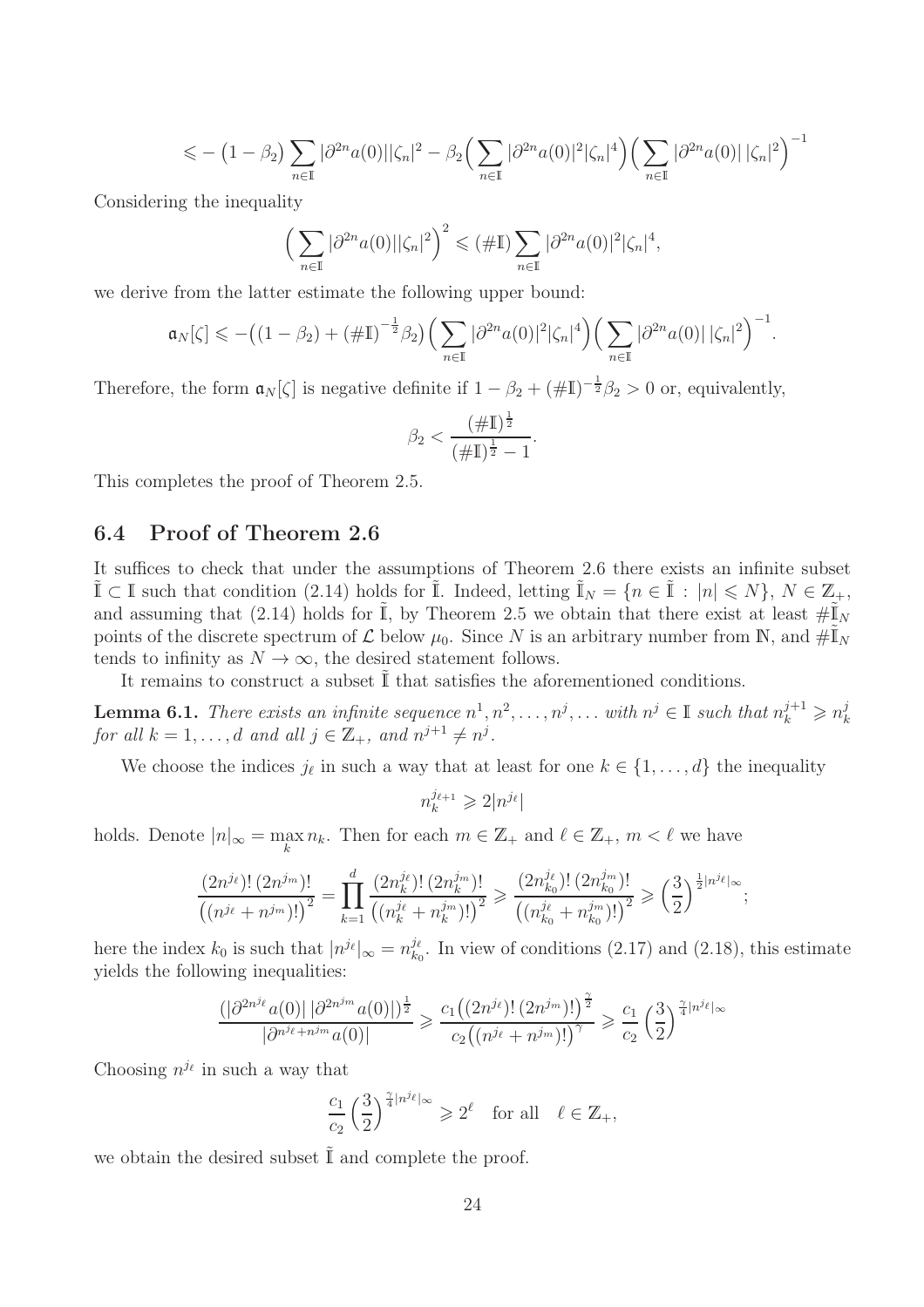$$\leqslant -\big(1-\beta_2\big)\sum_{n\in\mathbb{I}}|\partial^{2n}a(0)||\zeta_n|^2 - \beta_2\Big(\sum_{n\in\mathbb{I}}|\partial^{2n}a(0)|^2|\zeta_n|^4\Big)\Big(\sum_{n\in\mathbb{I}}|\partial^{2n}a(0)|\,|\zeta_n|^2\Big)^{-1}$$

Considering the inequality

$$\Big(\sum_{n\in\mathbb{I}}|\partial^{2n}a(0)||\zeta_n|^2\Big)^2 \leqslant (\#\mathbb{I})\sum_{n\in\mathbb{I}}|\partial^{2n}a(0)|^2|\zeta_n|^4,$$

we derive from the latter estimate the following upper bound:

$$\mathfrak{a}_N[\zeta] \leqslant -\big((1-\beta_2)+(\#\mathbb{I})^{-\frac12}\beta_2\big)\Big(\sum_{n\in\mathbb{I}}|\partial^{2n}a(0)|^2|\zeta_n|^4\Big)\Big(\sum_{n\in\mathbb{I}}|\partial^{2n}a(0)|\,|\zeta_n|^2\Big)^{-1}.$$

Therefore, the form $\mathfrak{a}_N[\zeta]$ is negative definite if $1-\beta_2+(\#\mathbb{I})^{-\frac12}\beta_2>0$ or, equivalently,

$$\beta_2 < \frac{(\#\mathbb{I})^{\frac12}}{(\#\mathbb{I})^{\frac12}-1}.$$

This completes the proof of Theorem 2.5.

### 6.4 Proof of Theorem 2.6

It suffices to check that under the assumptions of Theorem 2.6 there exists an infinite subset $\tilde{\mathbb{I}}\subset\mathbb{I}$ such that condition (2.14) holds for $\tilde{\mathbb{I}}$. Indeed, letting $\tilde{\mathbb{I}}_N=\{n\in\tilde{\mathbb{I}}\,:\,|n|\leqslant N\}$, $N\in\mathbb{Z}_+$, and assuming that (2.14) holds for $\tilde{\mathbb{I}}$, by Theorem 2.5 we obtain that there exist at least $\#\tilde{\mathbb{I}}_N$ points of the discrete spectrum of $\mathcal{L}$ below $\mu_0$. Since $N$ is an arbitrary number from $\mathbb{N}$, and $\#\tilde{\mathbb{I}}_N$ tends to infinity as $N\to\infty$, the desired statement follows.

It remains to construct a subset $\tilde{\mathbb{I}}$ that satisfies the aforementioned conditions.

**Lemma 6.1.** *There exists an infinite sequence $n^1,n^2,\ldots,n^j,\ldots$ with $n^j\in\mathbb{I}$ such that $n_k^{j+1}\geqslant n_k^j$ for all $k=1,\ldots,d$ and all $j\in\mathbb{Z}_+$, and $n^{j+1}\neq n^j$.*

We choose the indices $j_\ell$ in such a way that at least for one $k\in\{1,\ldots,d\}$ the inequality

$$n_k^{j_{\ell+1}}\geqslant 2|n^{j_\ell}|$$

holds. Denote $|n|_\infty=\max\limits_k n_k$. Then for each $m\in\mathbb{Z}_+$ and $\ell\in\mathbb{Z}_+$, $m<\ell$ we have

$$\frac{(2n^{j_\ell})!\,(2n^{j_m})!}{\big((n^{j_\ell}+n^{j_m})!\big)^2}=\prod_{k=1}^d\frac{(2n_k^{j_\ell})!\,(2n_k^{j_m})!}{\big((n_k^{j_\ell}+n_k^{j_m})!\big)^2}\geqslant\frac{(2n_{k_0}^{j_\ell})!\,(2n_{k_0}^{j_m})!}{\big((n_{k_0}^{j_\ell}+n_{k_0}^{j_m})!\big)^2}\geqslant\Big(\frac32\Big)^{\frac12|n^{j_\ell}|_\infty};$$

here the index $k_0$ is such that $|n^{j_\ell}|_\infty=n_{k_0}^{j_\ell}$. In view of conditions (2.17) and (2.18), this estimate yields the following inequalities:

$$\frac{(|\partial^{2n^{j_\ell}}a(0)|\,|\partial^{2n^{j_m}}a(0)|)^{\frac12}}{|\partial^{n^{j_\ell}+n^{j_m}}a(0)|}\geqslant\frac{c_1\big((2n^{j_\ell})!\,(2n^{j_m})!\big)^{\frac{\gamma}{2}}}{c_2\big((n^{j_\ell}+n^{j_m})!\big)^{\gamma}}\geqslant\frac{c_1}{c_2}\Big(\frac32\Big)^{\frac{\gamma}{4}|n^{j_\ell}|_\infty}$$

Choosing $n^{j_\ell}$ in such a way that

$$\frac{c_1}{c_2}\Big(\frac32\Big)^{\frac{\gamma}{4}|n^{j_\ell}|_\infty}\geqslant 2^\ell\quad\text{for all}\quad \ell\in\mathbb{Z}_+,$$

we obtain the desired subset $\tilde{\mathbb{I}}$ and complete the proof.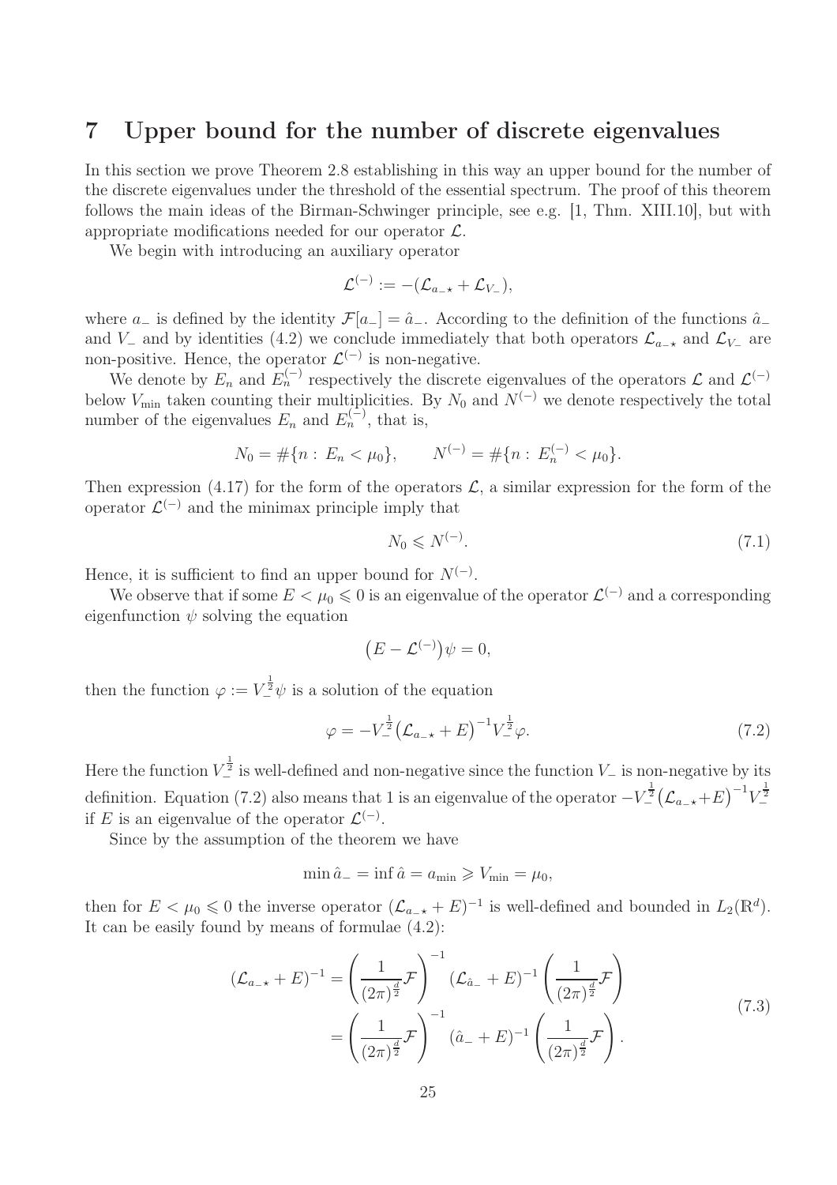# 7 Upper bound for the number of discrete eigenvalues

In this section we prove Theorem 2.8 establishing in this way an upper bound for the number of the discrete eigenvalues under the threshold of the essential spectrum. The proof of this theorem follows the main ideas of the Birman-Schwinger principle, see e.g. [1, Thm. XIII.10], but with appropriate modifications needed for our operator $\mathcal{L}$.

We begin with introducing an auxiliary operator

$$\mathcal{L}^{(-)} := -(\mathcal{L}_{a_-\star} + \mathcal{L}_{V_-}),$$

where $a_-$ is defined by the identity $\mathcal{F}[a_-] = \hat{a}_-$. According to the definition of the functions $\hat{a}_-$ and $V_-$ and by identities (4.2) we conclude immediately that both operators $\mathcal{L}_{a_-\star}$ and $\mathcal{L}_{V_-}$ are non-positive. Hence, the operator $\mathcal{L}^{(-)}$ is non-negative.

We denote by $E_n$ and $E_n^{(-)}$ respectively the discrete eigenvalues of the operators $\mathcal{L}$ and $\mathcal{L}^{(-)}$ below $V_{\min}$ taken counting their multiplicities. By $N_0$ and $N^{(-)}$ we denote respectively the total number of the eigenvalues $E_n$ and $E_n^{(-)}$, that is,

$$N_0 = \#\{n : E_n < \mu_0\}, \qquad N^{(-)} = \#\{n : E_n^{(-)} < \mu_0\}.$$

Then expression (4.17) for the form of the operators $\mathcal{L}$, a similar expression for the form of the operator $\mathcal{L}^{(-)}$ and the minimax principle imply that

$$N_0 \leqslant N^{(-)}. \tag{7.1}$$

Hence, it is sufficient to find an upper bound for $N^{(-)}$.

We observe that if some $E < \mu_0 \leqslant 0$ is an eigenvalue of the operator $\mathcal{L}^{(-)}$ and a corresponding eigenfunction $\psi$ solving the equation

$$\big(E - \mathcal{L}^{(-)}\big)\psi = 0,$$

then the function $\varphi := V_-^{\frac{1}{2}}\psi$ is a solution of the equation

$$\varphi = -V_-^{\frac{1}{2}}\big(\mathcal{L}_{a_-\star} + E\big)^{-1} V_-^{\frac{1}{2}}\varphi. \tag{7.2}$$

Here the function $V_-^{\frac{1}{2}}$ is well-defined and non-negative since the function $V_-$ is non-negative by its definition. Equation (7.2) also means that 1 is an eigenvalue of the operator $-V_-^{\frac{1}{2}}\big(\mathcal{L}_{a_-\star}+E\big)^{-1}V_-^{\frac{1}{2}}$ if $E$ is an eigenvalue of the operator $\mathcal{L}^{(-)}$.

Since by the assumption of the theorem we have

$$\min \hat{a}_- = \inf \hat{a} = a_{\min} \geqslant V_{\min} = \mu_0,$$

then for $E < \mu_0 \leqslant 0$ the inverse operator $(\mathcal{L}_{a_-\star} + E)^{-1}$ is well-defined and bounded in $L_2(\mathbb{R}^d)$. It can be easily found by means of formulae (4.2):

$$\begin{aligned}
(\mathcal{L}_{a_-\star} + E)^{-1} &= \left(\frac{1}{(2\pi)^{\frac{d}{2}}}\mathcal{F}\right)^{-1} (\mathcal{L}_{\hat{a}_-} + E)^{-1} \left(\frac{1}{(2\pi)^{\frac{d}{2}}}\mathcal{F}\right) \\
&= \left(\frac{1}{(2\pi)^{\frac{d}{2}}}\mathcal{F}\right)^{-1} (\hat{a}_- + E)^{-1} \left(\frac{1}{(2\pi)^{\frac{d}{2}}}\mathcal{F}\right).
\end{aligned} \tag{7.3}$$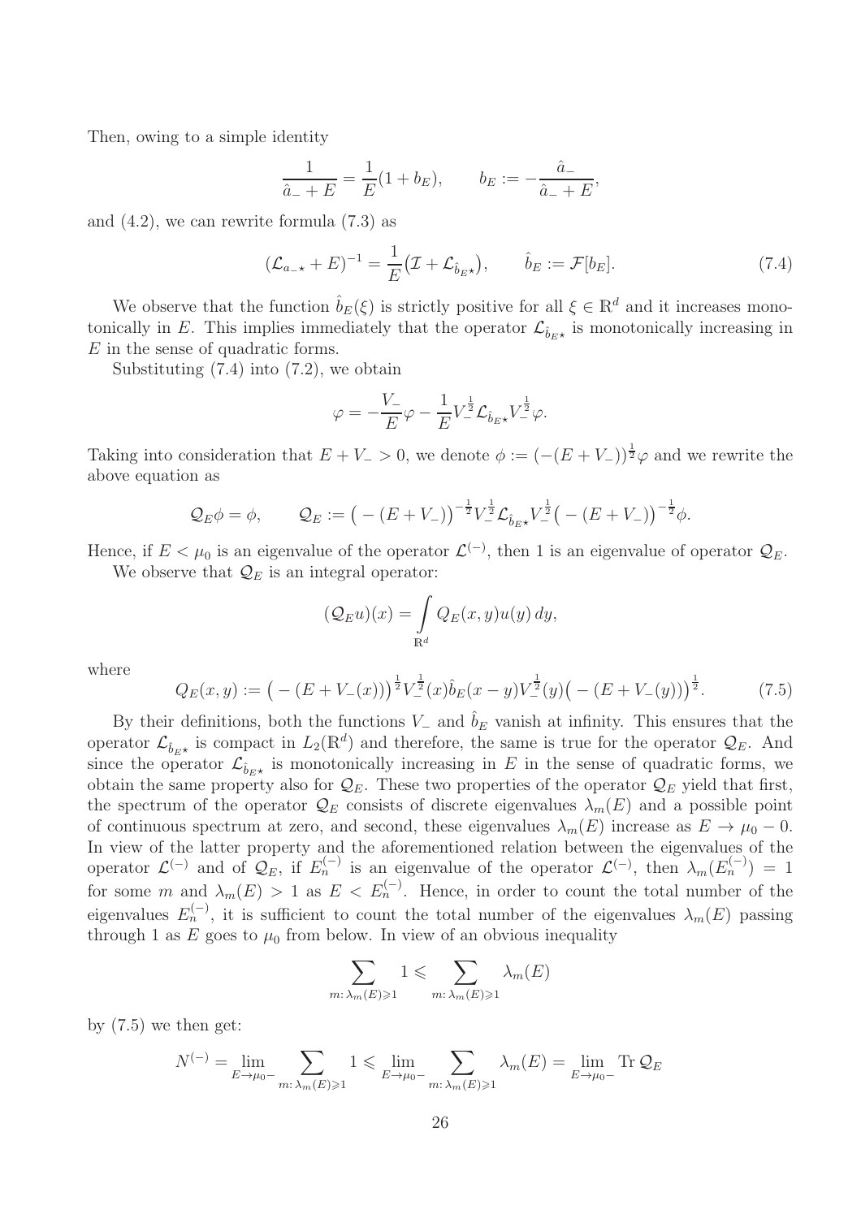Then, owing to a simple identity

$$\frac{1}{\hat{a}_- + E} = \frac{1}{E}(1 + b_E), \qquad b_E := -\frac{\hat{a}_-}{\hat{a}_- + E},$$

and (4.2), we can rewrite formula (7.3) as

$$(\mathcal{L}_{a_-\star} + E)^{-1} = \frac{1}{E}\big(\mathcal{I} + \mathcal{L}_{\hat{b}_E\star}\big), \qquad \hat{b}_E := \mathcal{F}[b_E]. \tag{7.4}$$

We observe that the function $\hat{b}_E(\xi)$ is strictly positive for all $\xi \in \mathbb{R}^d$ and it increases monotonically in $E$. This implies immediately that the operator $\mathcal{L}_{\hat{b}_E\star}$ is monotonically increasing in $E$ in the sense of quadratic forms.

Substituting (7.4) into (7.2), we obtain

$$\varphi = -\frac{V_-}{E}\varphi - \frac{1}{E}V_-^{\frac{1}{2}}\mathcal{L}_{\hat{b}_E\star}V_-^{\frac{1}{2}}\varphi.$$

Taking into consideration that $E + V_- > 0$, we denote $\phi := (-(E+V_-))^{\frac{1}{2}}\varphi$ and we rewrite the above equation as

$$\mathcal{Q}_E\phi = \phi, \qquad \mathcal{Q}_E := \big(-(E+V_-)\big)^{-\frac{1}{2}}V_-^{\frac{1}{2}}\mathcal{L}_{\hat{b}_E\star}V_-^{\frac{1}{2}}\big(-(E+V_-)\big)^{-\frac{1}{2}}\phi.$$

Hence, if $E < \mu_0$ is an eigenvalue of the operator $\mathcal{L}^{(-)}$, then 1 is an eigenvalue of operator $\mathcal{Q}_E$.

We observe that $\mathcal{Q}_E$ is an integral operator:

$$(\mathcal{Q}_E u)(x) = \int\limits_{\mathbb{R}^d} Q_E(x,y)u(y)\,dy,$$

where

$$Q_E(x,y) := \big(-(E+V_-(x))\big)^{\frac{1}{2}}V_-^{\frac{1}{2}}(x)\hat{b}_E(x-y)V_-^{\frac{1}{2}}(y)\big(-(E+V_-(y))\big)^{\frac{1}{2}}. \tag{7.5}$$

By their definitions, both the functions $V_-$ and $\hat{b}_E$ vanish at infinity. This ensures that the operator $\mathcal{L}_{\hat{b}_E\star}$ is compact in $L_2(\mathbb{R}^d)$ and therefore, the same is true for the operator $\mathcal{Q}_E$. And since the operator $\mathcal{L}_{\hat{b}_E\star}$ is monotonically increasing in $E$ in the sense of quadratic forms, we obtain the same property also for $\mathcal{Q}_E$. These two properties of the operator $\mathcal{Q}_E$ yield that first, the spectrum of the operator $\mathcal{Q}_E$ consists of discrete eigenvalues $\lambda_m(E)$ and a possible point of continuous spectrum at zero, and second, these eigenvalues $\lambda_m(E)$ increase as $E \to \mu_0 - 0$. In view of the latter property and the aforementioned relation between the eigenvalues of the operator $\mathcal{L}^{(-)}$ and of $\mathcal{Q}_E$, if $E_n^{(-)}$ is an eigenvalue of the operator $\mathcal{L}^{(-)}$, then $\lambda_m(E_n^{(-)}) = 1$ for some $m$ and $\lambda_m(E) > 1$ as $E < E_n^{(-)}$. Hence, in order to count the total number of the eigenvalues $E_n^{(-)}$, it is sufficient to count the total number of the eigenvalues $\lambda_m(E)$ passing through 1 as $E$ goes to $\mu_0$ from below. In view of an obvious inequality

$$\sum_{m:\,\lambda_m(E)\geqslant 1} 1 \leqslant \sum_{m:\,\lambda_m(E)\geqslant 1} \lambda_m(E)$$

by (7.5) we then get:

$$N^{(-)} = \lim_{E\to\mu_0-} \sum_{m:\,\lambda_m(E)\geqslant 1} 1 \leqslant \lim_{E\to\mu_0-} \sum_{m:\,\lambda_m(E)\geqslant 1} \lambda_m(E) = \lim_{E\to\mu_0-} \operatorname{Tr}\mathcal{Q}_E$$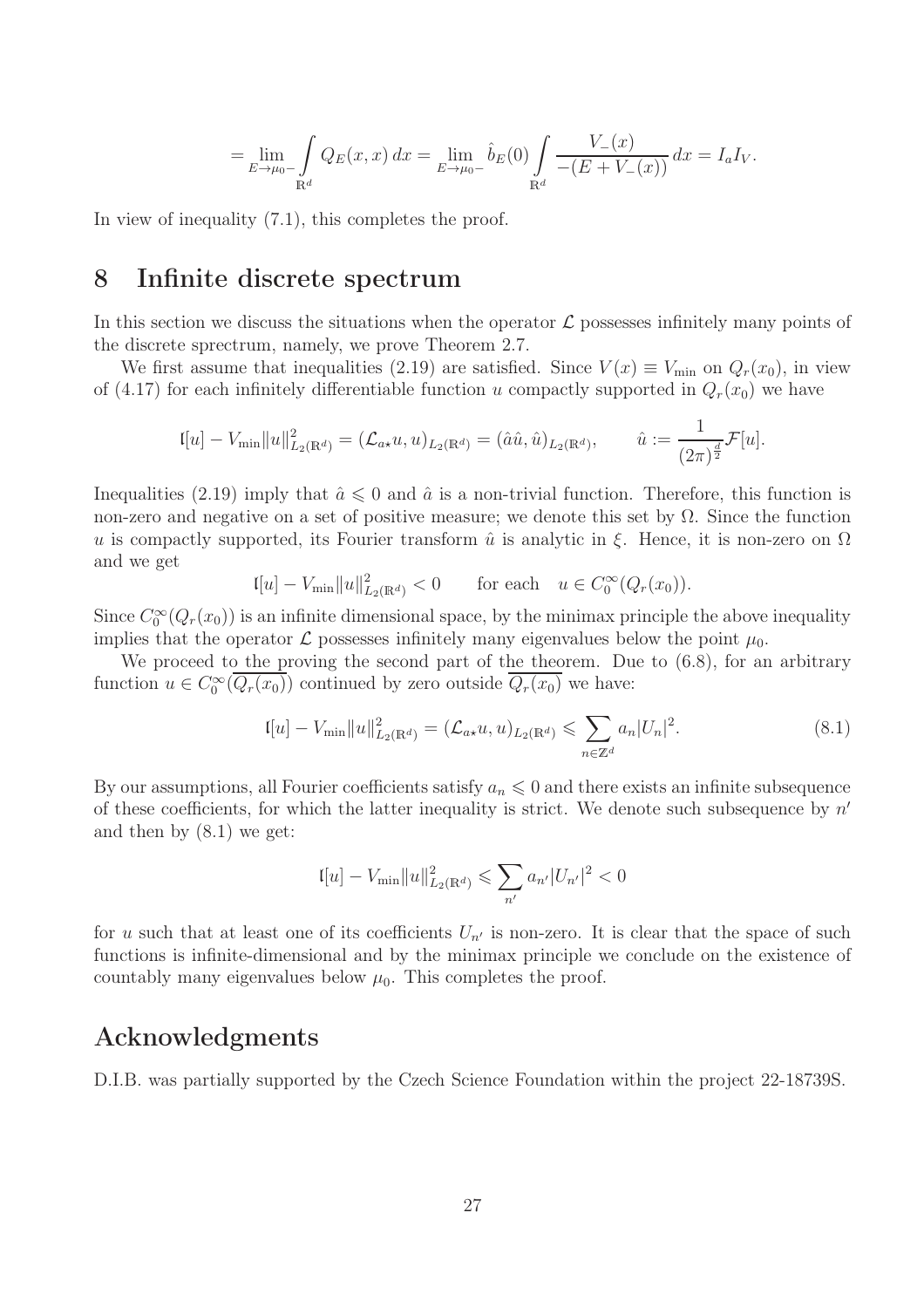$$= \lim_{E\to\mu_0-} \int\limits_{\mathbb{R}^d} Q_E(x,x)\,dx = \lim_{E\to\mu_0-} \hat{b}_E(0) \int\limits_{\mathbb{R}^d} \frac{V_-(x)}{-(E+V_-(x))}\,dx = I_a I_V.$$

In view of inequality (7.1), this completes the proof.

# 8 Infinite discrete spectrum

In this section we discuss the situations when the operator $\mathcal{L}$ possesses infinitely many points of the discrete sprectrum, namely, we prove Theorem 2.7.

We first assume that inequalities (2.19) are satisfied. Since $V(x) \equiv V_{\min}$ on $Q_r(x_0)$, in view of (4.17) for each infinitely differentiable function $u$ compactly supported in $Q_r(x_0)$ we have

$$\mathfrak{l}[u] - V_{\min}\|u\|^2_{L_2(\mathbb{R}^d)} = (\mathcal{L}_{a\star}u, u)_{L_2(\mathbb{R}^d)} = (\hat{a}\hat{u}, \hat{u})_{L_2(\mathbb{R}^d)}, \qquad \hat{u} := \frac{1}{(2\pi)^{\frac{d}{2}}}\mathcal{F}[u].$$

Inequalities (2.19) imply that $\hat{a} \leqslant 0$ and $\hat{a}$ is a non-trivial function. Therefore, this function is non-zero and negative on a set of positive measure; we denote this set by $\Omega$. Since the function $u$ is compactly supported, its Fourier transform $\hat{u}$ is analytic in $\xi$. Hence, it is non-zero on $\Omega$ and we get

$$\mathfrak{l}[u] - V_{\min}\|u\|^2_{L_2(\mathbb{R}^d)} < 0 \qquad \text{for each} \quad u \in C_0^\infty(Q_r(x_0)).$$

Since $C_0^\infty(Q_r(x_0))$ is an infinite dimensional space, by the minimax principle the above inequality implies that the operator $\mathcal{L}$ possesses infinitely many eigenvalues below the point $\mu_0$.

We proceed to the proving the second part of the theorem. Due to (6.8), for an arbitrary function $u \in C_0^\infty(\overline{Q_r(x_0)})$ continued by zero outside $\overline{Q_r(x_0)}$ we have:

$$\mathfrak{l}[u] - V_{\min}\|u\|^2_{L_2(\mathbb{R}^d)} = (\mathcal{L}_{a\star}u, u)_{L_2(\mathbb{R}^d)} \leqslant \sum_{n\in\mathbb{Z}^d} a_n |U_n|^2. \tag{8.1}$$

By our assumptions, all Fourier coefficients satisfy $a_n \leqslant 0$ and there exists an infinite subsequence of these coefficients, for which the latter inequality is strict. We denote such subsequence by $n'$ and then by (8.1) we get:

$$\mathfrak{l}[u] - V_{\min}\|u\|^2_{L_2(\mathbb{R}^d)} \leqslant \sum_{n'} a_{n'} |U_{n'}|^2 < 0$$

for $u$ such that at least one of its coefficients $U_{n'}$ is non-zero. It is clear that the space of such functions is infinite-dimensional and by the minimax principle we conclude on the existence of countably many eigenvalues below $\mu_0$. This completes the proof.

# Acknowledgments

D.I.B. was partially supported by the Czech Science Foundation within the project 22-18739S.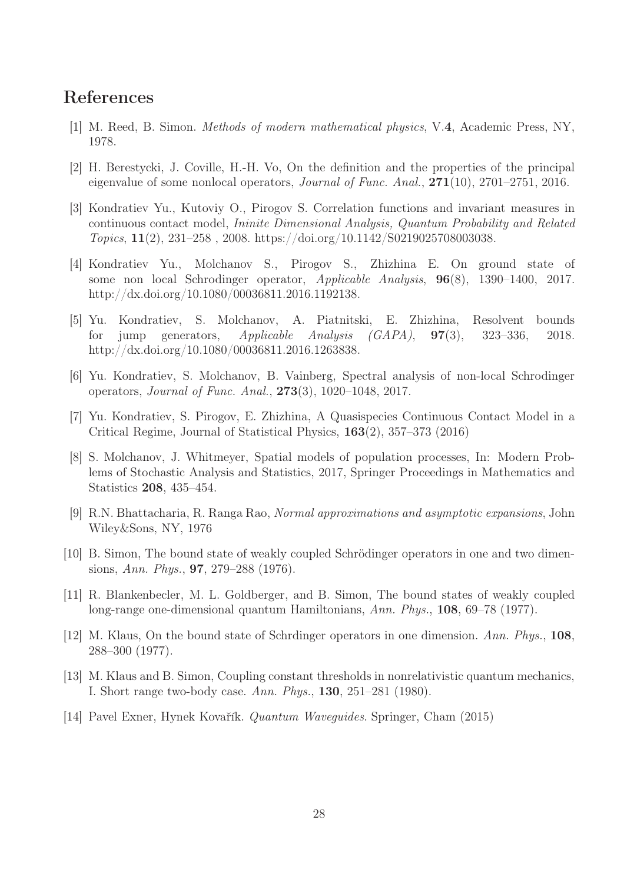## References

[1] M. Reed, B. Simon. *Methods of modern mathematical physics*, V.**4**, Academic Press, NY, 1978.

[2] H. Berestycki, J. Coville, H.-H. Vo, On the definition and the properties of the principal eigenvalue of some nonlocal operators, *Journal of Func. Anal.*, **271**(10), 2701–2751, 2016.

[3] Kondratiev Yu., Kutoviy O., Pirogov S. Correlation functions and invariant measures in continuous contact model, *Ininite Dimensional Analysis, Quantum Probability and Related Topics*, **11**(2), 231–258 , 2008. https://doi.org/10.1142/S0219025708003038.

[4] Kondratiev Yu., Molchanov S., Pirogov S., Zhizhina E. On ground state of some non local Schrodinger operator, *Applicable Analysis*, **96**(8), 1390–1400, 2017. http://dx.doi.org/10.1080/00036811.2016.1192138.

[5] Yu. Kondratiev, S. Molchanov, A. Piatnitski, E. Zhizhina, Resolvent bounds for jump generators, *Applicable Analysis (GAPA)*, **97**(3), 323–336, 2018. http://dx.doi.org/10.1080/00036811.2016.1263838.

[6] Yu. Kondratiev, S. Molchanov, B. Vainberg, Spectral analysis of non-local Schrodinger operators, *Journal of Func. Anal.*, **273**(3), 1020–1048, 2017.

[7] Yu. Kondratiev, S. Pirogov, E. Zhizhina, A Quasispecies Continuous Contact Model in a Critical Regime, Journal of Statistical Physics, **163**(2), 357–373 (2016)

[8] S. Molchanov, J. Whitmeyer, Spatial models of population processes, In: Modern Problems of Stochastic Analysis and Statistics, 2017, Springer Proceedings in Mathematics and Statistics **208**, 435–454.

[9] R.N. Bhattacharia, R. Ranga Rao, *Normal approximations and asymptotic expansions*, John Wiley&Sons, NY, 1976

[10] B. Simon, The bound state of weakly coupled Schrödinger operators in one and two dimensions, *Ann. Phys.*, **97**, 279–288 (1976).

[11] R. Blankenbecler, M. L. Goldberger, and B. Simon, The bound states of weakly coupled long-range one-dimensional quantum Hamiltonians, *Ann. Phys.*, **108**, 69–78 (1977).

[12] M. Klaus, On the bound state of Schrdinger operators in one dimension. *Ann. Phys.*, **108**, 288–300 (1977).

[13] M. Klaus and B. Simon, Coupling constant thresholds in nonrelativistic quantum mechanics, I. Short range two-body case. *Ann. Phys.*, **130**, 251–281 (1980).

[14] Pavel Exner, Hynek Kovařík. *Quantum Waveguides*. Springer, Cham (2015)